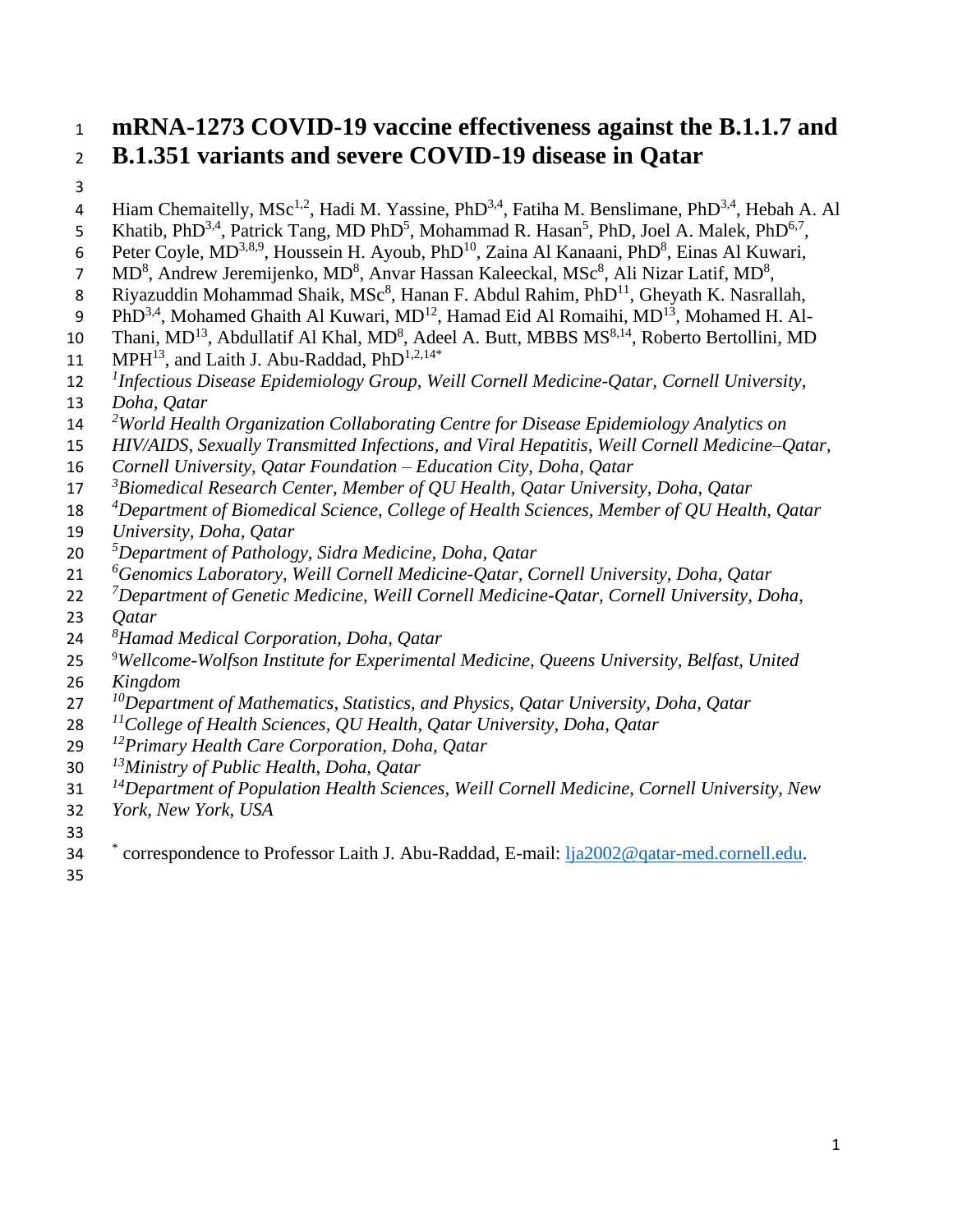# mRNA-1273 COVID-19 vaccine effectiveness against the B.1.1.7 and B.1.351 variants and severe COVID-19 disease in Qatar

Hiam Chemaitelly, MSc[1,2], Hadi M. Yassine, PhD[3,4], Fatiha M. Benslimane, PhD[3,4], Hebah A. Al Khatib, PhD[3,4], Patrick Tang, MD PhD[5], Mohammad R. Hasan[5], PhD, Joel A. Malek, PhD[6,7], Peter Coyle, MD[3,8,9], Houssein H. Ayoub, PhD[10], Zaina Al Kanaani, PhD[8], Einas Al Kuwari, MD[8], Andrew Jeremijenko, MD[8], Anvar Hassan Kaleeckal, MSc[8], Ali Nizar Latif, MD[8], Riyazuddin Mohammad Shaik, MSc[8], Hanan F. Abdul Rahim, PhD[11], Gheyath K. Nasrallah, PhD[3,4], Mohamed Ghaith Al Kuwari, MD[12], Hamad Eid Al Romaihi, MD[13], Mohamed H. Al-Thani, MD[13], Abdullatif Al Khal, MD[8], Adeel A. Butt, MBBS MS[8,14], Roberto Bertollini, MD MPH[13], and Laith J. Abu-Raddad, PhD[1,2,14*]

[1]*Infectious Disease Epidemiology Group, Weill Cornell Medicine-Qatar, Cornell University, Doha, Qatar*

[2]*World Health Organization Collaborating Centre for Disease Epidemiology Analytics on HIV/AIDS, Sexually Transmitted Infections, and Viral Hepatitis, Weill Cornell Medicine–Qatar, Cornell University, Qatar Foundation – Education City, Doha, Qatar*

[3]*Biomedical Research Center, Member of QU Health, Qatar University, Doha, Qatar*

[4]*Department of Biomedical Science, College of Health Sciences, Member of QU Health, Qatar University, Doha, Qatar*

[5]*Department of Pathology, Sidra Medicine, Doha, Qatar*

[6]*Genomics Laboratory, Weill Cornell Medicine-Qatar, Cornell University, Doha, Qatar*

[7]*Department of Genetic Medicine, Weill Cornell Medicine-Qatar, Cornell University, Doha, Qatar*

[8]*Hamad Medical Corporation, Doha, Qatar*

[9]*Wellcome-Wolfson Institute for Experimental Medicine, Queens University, Belfast, United Kingdom*

[10]*Department of Mathematics, Statistics, and Physics, Qatar University, Doha, Qatar*

[11]*College of Health Sciences, QU Health, Qatar University, Doha, Qatar*

[12]*Primary Health Care Corporation, Doha, Qatar*

[13]*Ministry of Public Health, Doha, Qatar*

[14]*Department of Population Health Sciences, Weill Cornell Medicine, Cornell University, New York, New York, USA*

[*] correspondence to Professor Laith J. Abu-Raddad, E-mail: lja2002@qatar-med.cornell.edu.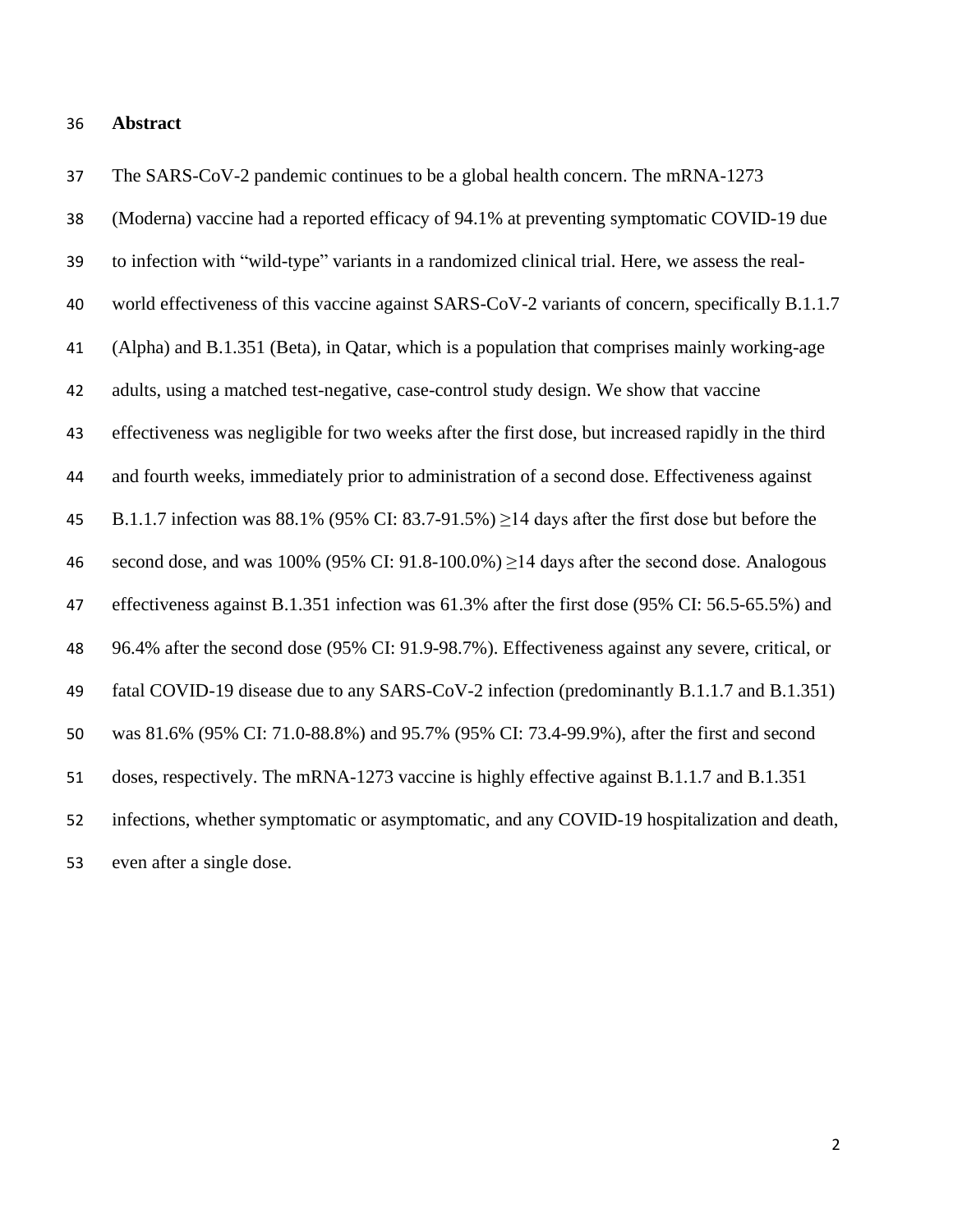## Abstract

The SARS-CoV-2 pandemic continues to be a global health concern. The mRNA-1273 (Moderna) vaccine had a reported efficacy of 94.1% at preventing symptomatic COVID-19 due to infection with "wild-type" variants in a randomized clinical trial. Here, we assess the real-world effectiveness of this vaccine against SARS-CoV-2 variants of concern, specifically B.1.1.7 (Alpha) and B.1.351 (Beta), in Qatar, which is a population that comprises mainly working-age adults, using a matched test-negative, case-control study design. We show that vaccine effectiveness was negligible for two weeks after the first dose, but increased rapidly in the third and fourth weeks, immediately prior to administration of a second dose. Effectiveness against B.1.1.7 infection was 88.1% (95% CI: 83.7-91.5%) ≥14 days after the first dose but before the second dose, and was 100% (95% CI: 91.8-100.0%) ≥14 days after the second dose. Analogous effectiveness against B.1.351 infection was 61.3% after the first dose (95% CI: 56.5-65.5%) and 96.4% after the second dose (95% CI: 91.9-98.7%). Effectiveness against any severe, critical, or fatal COVID-19 disease due to any SARS-CoV-2 infection (predominantly B.1.1.7 and B.1.351) was 81.6% (95% CI: 71.0-88.8%) and 95.7% (95% CI: 73.4-99.9%), after the first and second doses, respectively. The mRNA-1273 vaccine is highly effective against B.1.1.7 and B.1.351 infections, whether symptomatic or asymptomatic, and any COVID-19 hospitalization and death, even after a single dose.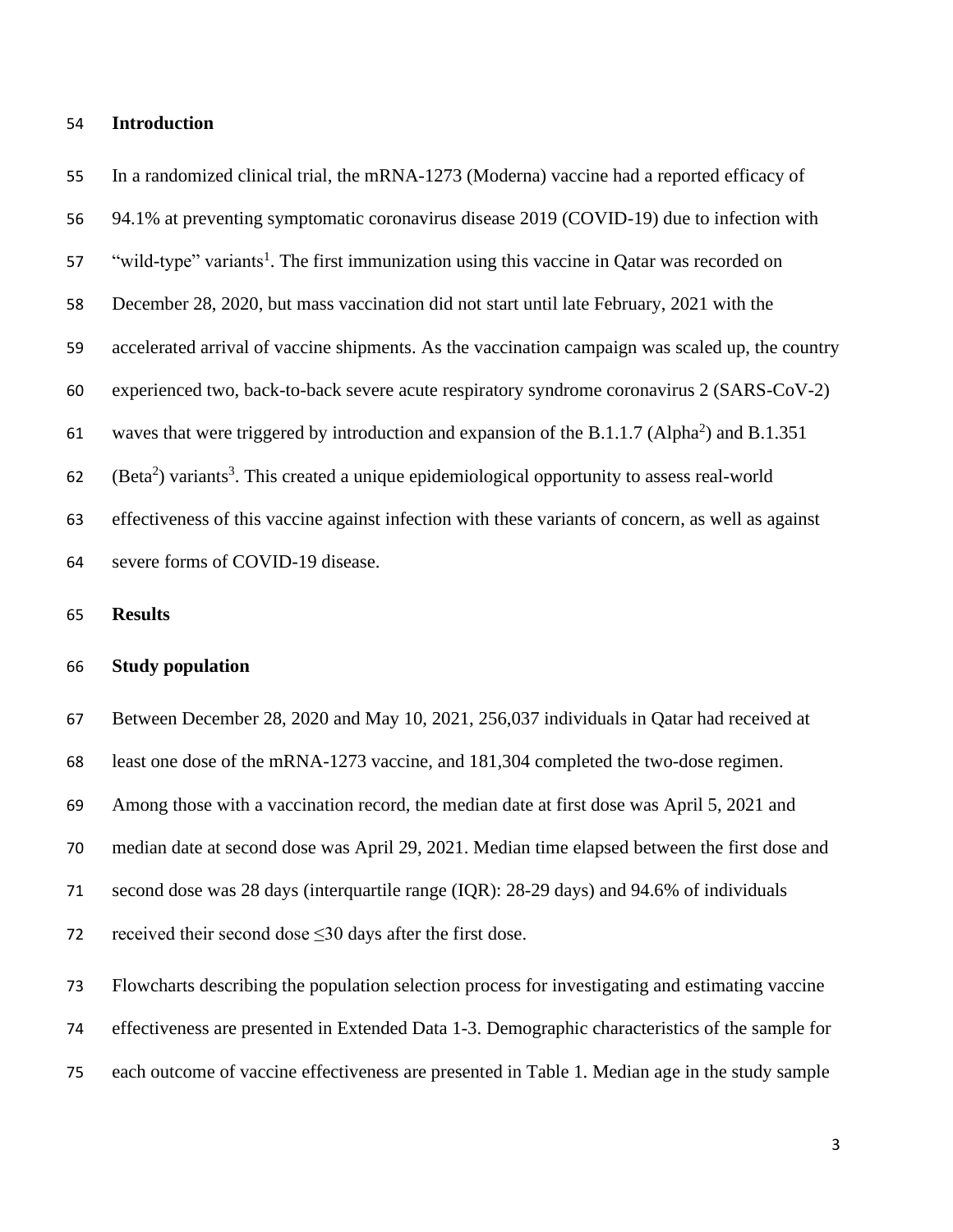## Introduction

In a randomized clinical trial, the mRNA-1273 (Moderna) vaccine had a reported efficacy of 94.1% at preventing symptomatic coronavirus disease 2019 (COVID-19) due to infection with "wild-type" variants[1]. The first immunization using this vaccine in Qatar was recorded on December 28, 2020, but mass vaccination did not start until late February, 2021 with the accelerated arrival of vaccine shipments. As the vaccination campaign was scaled up, the country experienced two, back-to-back severe acute respiratory syndrome coronavirus 2 (SARS-CoV-2) waves that were triggered by introduction and expansion of the B.1.1.7 (Alpha[2]) and B.1.351 (Beta[2]) variants[3]. This created a unique epidemiological opportunity to assess real-world effectiveness of this vaccine against infection with these variants of concern, as well as against severe forms of COVID-19 disease.

## Results

### Study population

Between December 28, 2020 and May 10, 2021, 256,037 individuals in Qatar had received at least one dose of the mRNA-1273 vaccine, and 181,304 completed the two-dose regimen. Among those with a vaccination record, the median date at first dose was April 5, 2021 and median date at second dose was April 29, 2021. Median time elapsed between the first dose and second dose was 28 days (interquartile range (IQR): 28-29 days) and 94.6% of individuals received their second dose ≤30 days after the first dose.

Flowcharts describing the population selection process for investigating and estimating vaccine effectiveness are presented in Extended Data 1-3. Demographic characteristics of the sample for each outcome of vaccine effectiveness are presented in Table 1. Median age in the study sample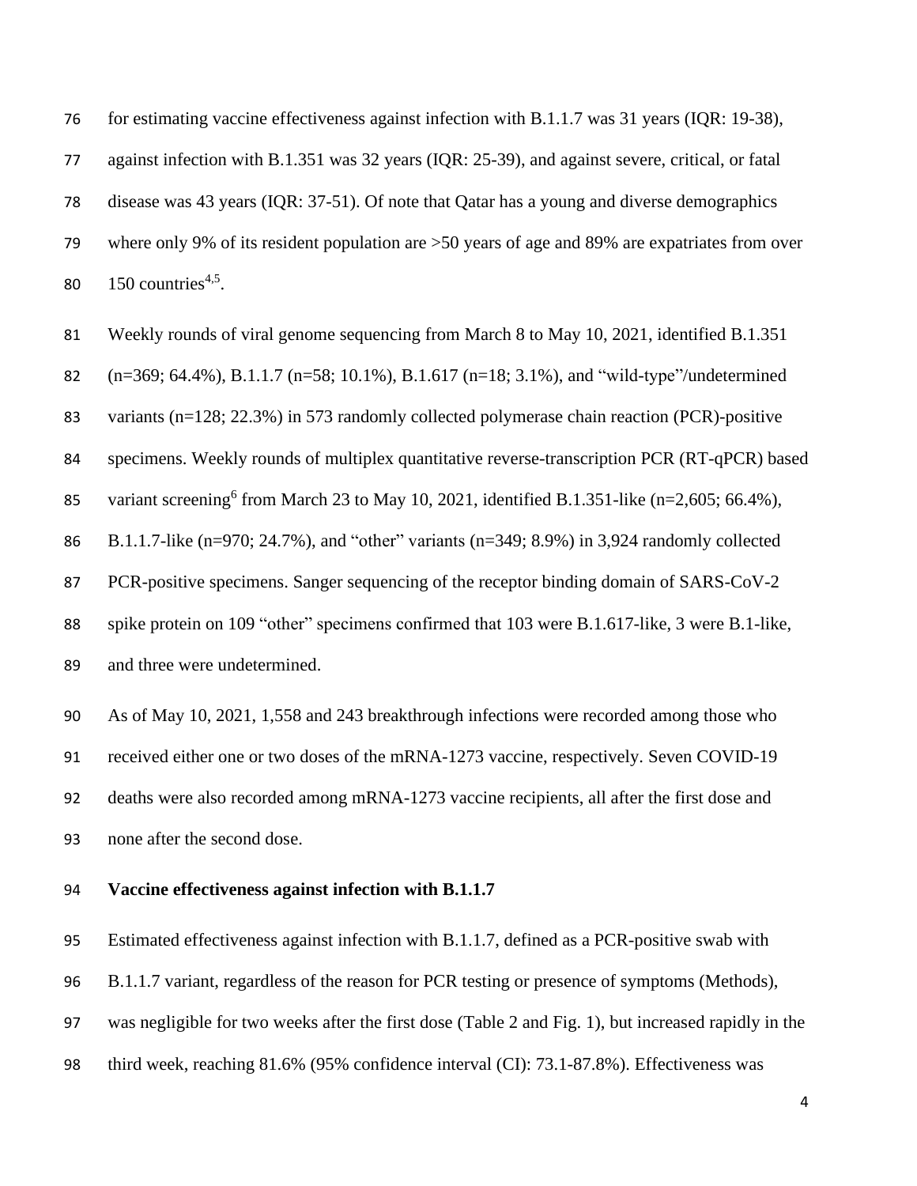for estimating vaccine effectiveness against infection with B.1.1.7 was 31 years (IQR: 19-38), against infection with B.1.351 was 32 years (IQR: 25-39), and against severe, critical, or fatal disease was 43 years (IQR: 37-51). Of note that Qatar has a young and diverse demographics where only 9% of its resident population are >50 years of age and 89% are expatriates from over 150 countries[4,5].

Weekly rounds of viral genome sequencing from March 8 to May 10, 2021, identified B.1.351 (n=369; 64.4%), B.1.1.7 (n=58; 10.1%), B.1.617 (n=18; 3.1%), and "wild-type"/undetermined variants (n=128; 22.3%) in 573 randomly collected polymerase chain reaction (PCR)-positive specimens. Weekly rounds of multiplex quantitative reverse-transcription PCR (RT-qPCR) based variant screening[6] from March 23 to May 10, 2021, identified B.1.351-like (n=2,605; 66.4%), B.1.1.7-like (n=970; 24.7%), and "other" variants (n=349; 8.9%) in 3,924 randomly collected PCR-positive specimens. Sanger sequencing of the receptor binding domain of SARS-CoV-2 spike protein on 109 "other" specimens confirmed that 103 were B.1.617-like, 3 were B.1-like, and three were undetermined.

As of May 10, 2021, 1,558 and 243 breakthrough infections were recorded among those who received either one or two doses of the mRNA-1273 vaccine, respectively. Seven COVID-19 deaths were also recorded among mRNA-1273 vaccine recipients, all after the first dose and none after the second dose.

**Vaccine effectiveness against infection with B.1.1.7**

Estimated effectiveness against infection with B.1.1.7, defined as a PCR-positive swab with B.1.1.7 variant, regardless of the reason for PCR testing or presence of symptoms (Methods), was negligible for two weeks after the first dose (Table 2 and Fig. 1), but increased rapidly in the third week, reaching 81.6% (95% confidence interval (CI): 73.1-87.8%). Effectiveness was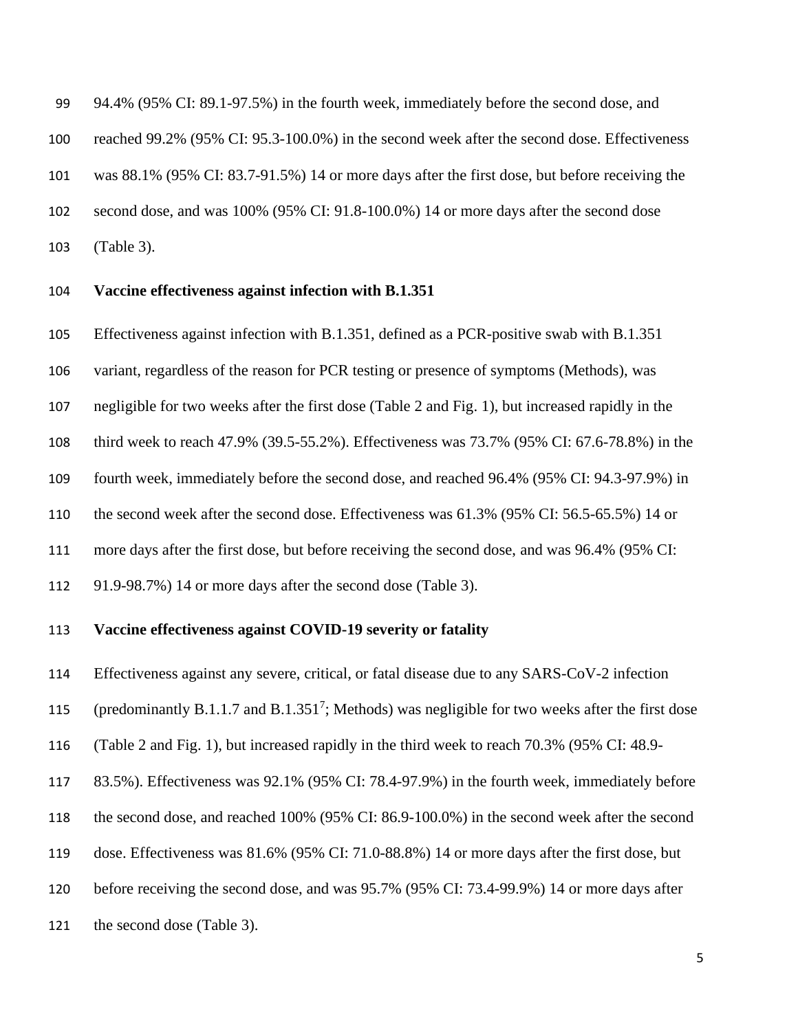94.4% (95% CI: 89.1-97.5%) in the fourth week, immediately before the second dose, and reached 99.2% (95% CI: 95.3-100.0%) in the second week after the second dose. Effectiveness was 88.1% (95% CI: 83.7-91.5%) 14 or more days after the first dose, but before receiving the second dose, and was 100% (95% CI: 91.8-100.0%) 14 or more days after the second dose (Table 3).

**Vaccine effectiveness against infection with B.1.351**

Effectiveness against infection with B.1.351, defined as a PCR-positive swab with B.1.351 variant, regardless of the reason for PCR testing or presence of symptoms (Methods), was negligible for two weeks after the first dose (Table 2 and Fig. 1), but increased rapidly in the third week to reach 47.9% (39.5-55.2%). Effectiveness was 73.7% (95% CI: 67.6-78.8%) in the fourth week, immediately before the second dose, and reached 96.4% (95% CI: 94.3-97.9%) in the second week after the second dose. Effectiveness was 61.3% (95% CI: 56.5-65.5%) 14 or more days after the first dose, but before receiving the second dose, and was 96.4% (95% CI: 91.9-98.7%) 14 or more days after the second dose (Table 3).

**Vaccine effectiveness against COVID-19 severity or fatality**

Effectiveness against any severe, critical, or fatal disease due to any SARS-CoV-2 infection (predominantly B.1.1.7 and B.1.351[7]; Methods) was negligible for two weeks after the first dose (Table 2 and Fig. 1), but increased rapidly in the third week to reach 70.3% (95% CI: 48.9-83.5%). Effectiveness was 92.1% (95% CI: 78.4-97.9%) in the fourth week, immediately before the second dose, and reached 100% (95% CI: 86.9-100.0%) in the second week after the second dose. Effectiveness was 81.6% (95% CI: 71.0-88.8%) 14 or more days after the first dose, but before receiving the second dose, and was 95.7% (95% CI: 73.4-99.9%) 14 or more days after the second dose (Table 3).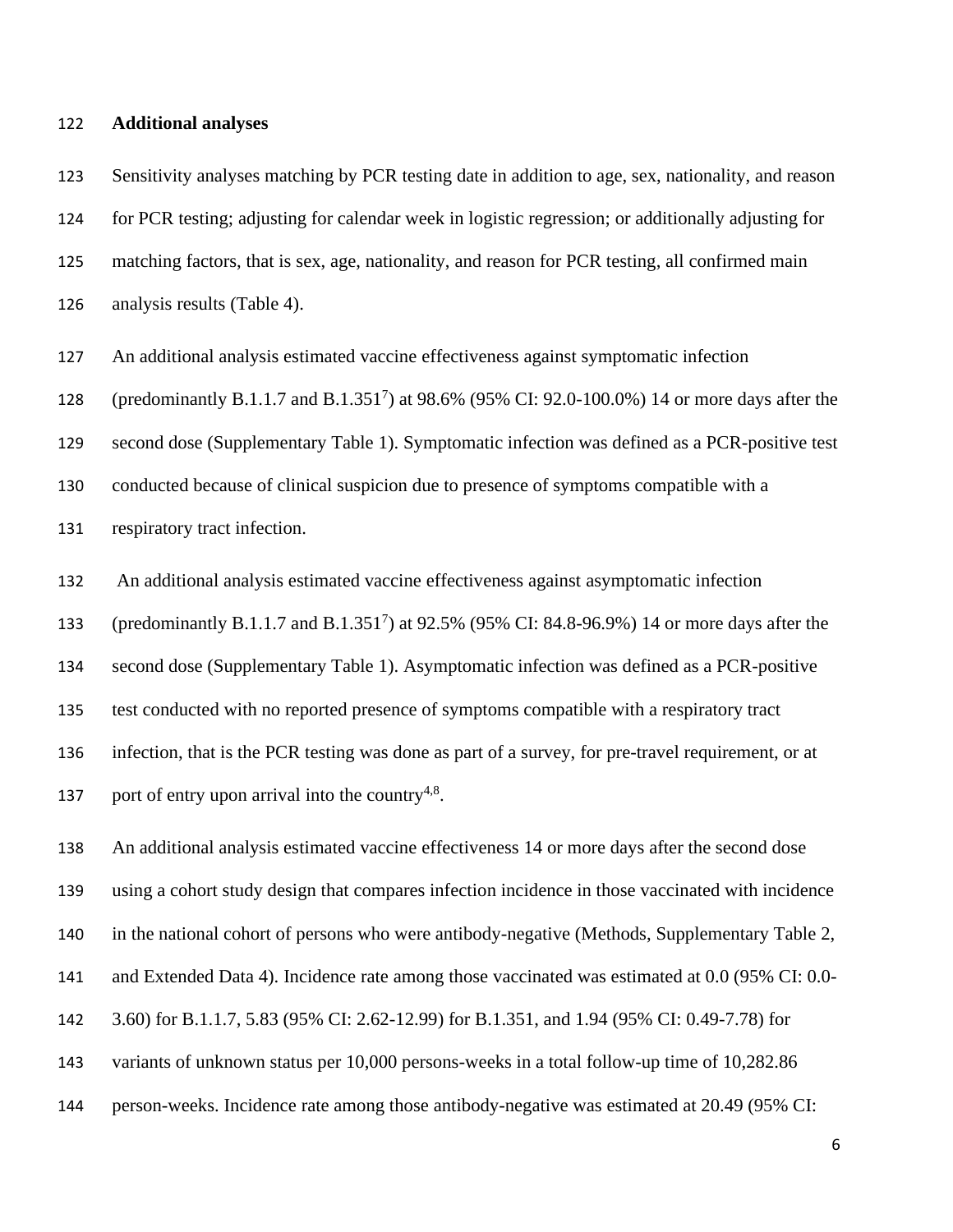**Additional analyses**

Sensitivity analyses matching by PCR testing date in addition to age, sex, nationality, and reason for PCR testing; adjusting for calendar week in logistic regression; or additionally adjusting for matching factors, that is sex, age, nationality, and reason for PCR testing, all confirmed main analysis results (Table 4).

An additional analysis estimated vaccine effectiveness against symptomatic infection (predominantly B.1.1.7 and B.1.351[7]) at 98.6% (95% CI: 92.0-100.0%) 14 or more days after the second dose (Supplementary Table 1). Symptomatic infection was defined as a PCR-positive test conducted because of clinical suspicion due to presence of symptoms compatible with a respiratory tract infection.

An additional analysis estimated vaccine effectiveness against asymptomatic infection (predominantly B.1.1.7 and B.1.351[7]) at 92.5% (95% CI: 84.8-96.9%) 14 or more days after the second dose (Supplementary Table 1). Asymptomatic infection was defined as a PCR-positive test conducted with no reported presence of symptoms compatible with a respiratory tract infection, that is the PCR testing was done as part of a survey, for pre-travel requirement, or at port of entry upon arrival into the country[4,8].

An additional analysis estimated vaccine effectiveness 14 or more days after the second dose using a cohort study design that compares infection incidence in those vaccinated with incidence in the national cohort of persons who were antibody-negative (Methods, Supplementary Table 2, and Extended Data 4). Incidence rate among those vaccinated was estimated at 0.0 (95% CI: 0.0-3.60) for B.1.1.7, 5.83 (95% CI: 2.62-12.99) for B.1.351, and 1.94 (95% CI: 0.49-7.78) for variants of unknown status per 10,000 persons-weeks in a total follow-up time of 10,282.86 person-weeks. Incidence rate among those antibody-negative was estimated at 20.49 (95% CI: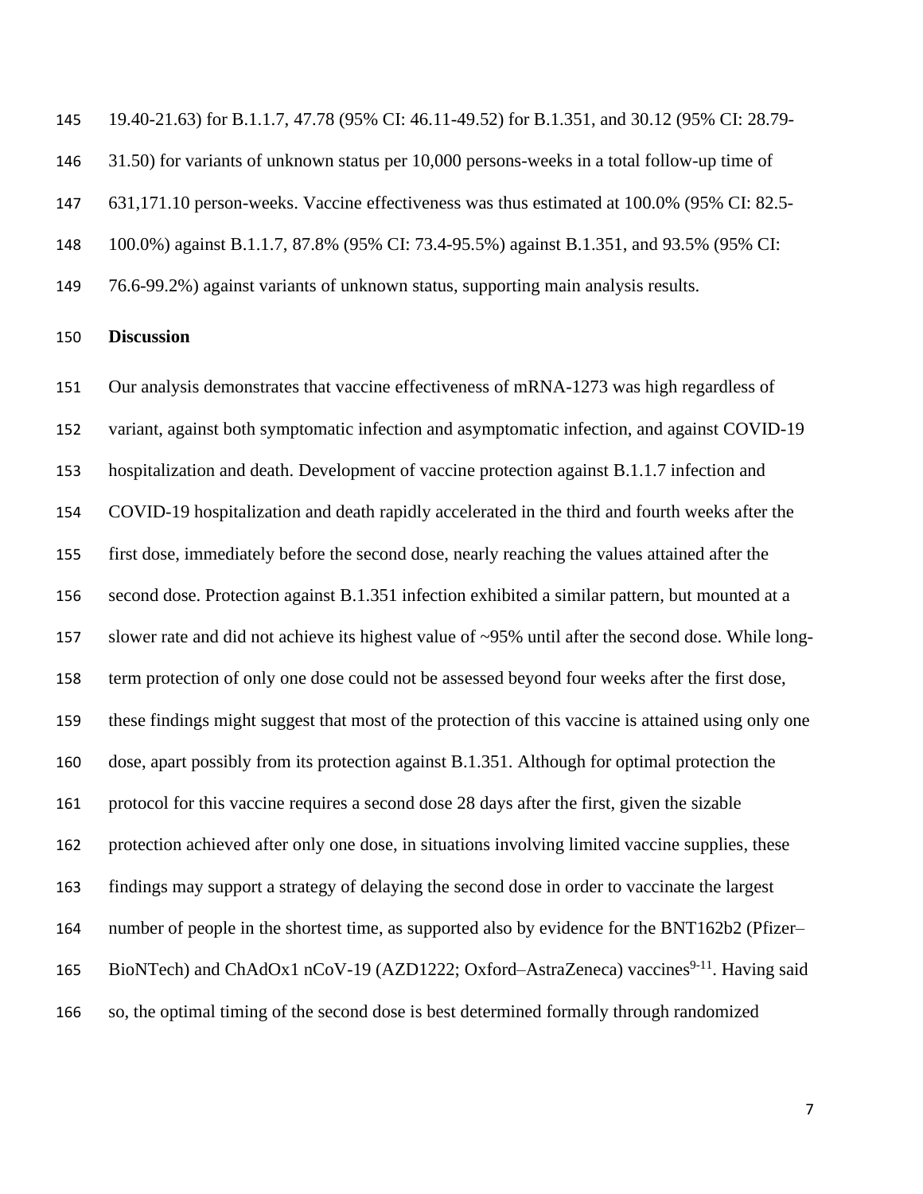19.40-21.63) for B.1.1.7, 47.78 (95% CI: 46.11-49.52) for B.1.351, and 30.12 (95% CI: 28.79-31.50) for variants of unknown status per 10,000 persons-weeks in a total follow-up time of 631,171.10 person-weeks. Vaccine effectiveness was thus estimated at 100.0% (95% CI: 82.5-100.0%) against B.1.1.7, 87.8% (95% CI: 73.4-95.5%) against B.1.351, and 93.5% (95% CI: 76.6-99.2%) against variants of unknown status, supporting main analysis results.

## Discussion

Our analysis demonstrates that vaccine effectiveness of mRNA-1273 was high regardless of variant, against both symptomatic infection and asymptomatic infection, and against COVID-19 hospitalization and death. Development of vaccine protection against B.1.1.7 infection and COVID-19 hospitalization and death rapidly accelerated in the third and fourth weeks after the first dose, immediately before the second dose, nearly reaching the values attained after the second dose. Protection against B.1.351 infection exhibited a similar pattern, but mounted at a slower rate and did not achieve its highest value of ~95% until after the second dose. While long-term protection of only one dose could not be assessed beyond four weeks after the first dose, these findings might suggest that most of the protection of this vaccine is attained using only one dose, apart possibly from its protection against B.1.351. Although for optimal protection the protocol for this vaccine requires a second dose 28 days after the first, given the sizable protection achieved after only one dose, in situations involving limited vaccine supplies, these findings may support a strategy of delaying the second dose in order to vaccinate the largest number of people in the shortest time, as supported also by evidence for the BNT162b2 (Pfizer–BioNTech) and ChAdOx1 nCoV-19 (AZD1222; Oxford–AstraZeneca) vaccines[9-11]. Having said so, the optimal timing of the second dose is best determined formally through randomized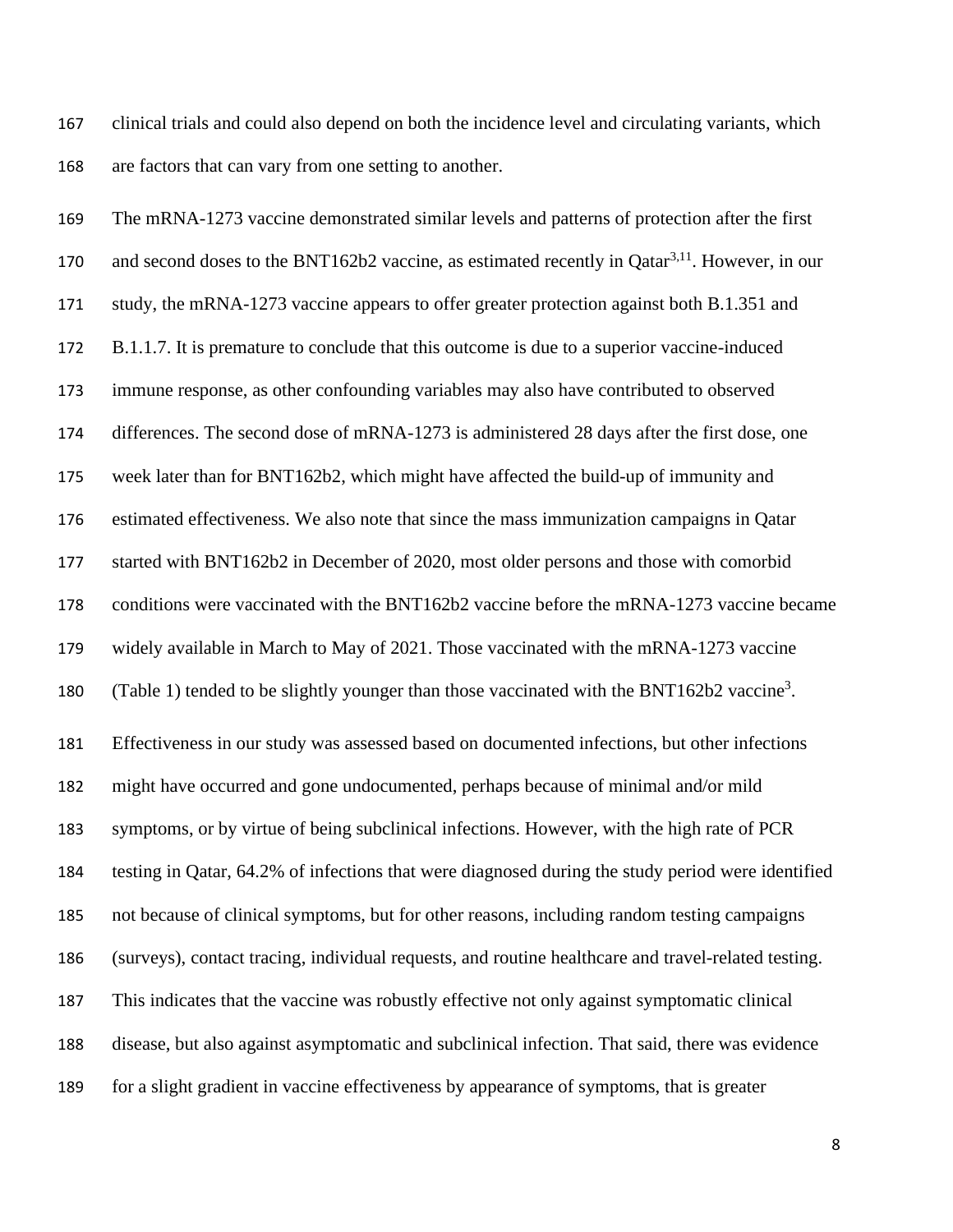clinical trials and could also depend on both the incidence level and circulating variants, which are factors that can vary from one setting to another.

The mRNA-1273 vaccine demonstrated similar levels and patterns of protection after the first and second doses to the BNT162b2 vaccine, as estimated recently in Qatar[3,11]. However, in our study, the mRNA-1273 vaccine appears to offer greater protection against both B.1.351 and B.1.1.7. It is premature to conclude that this outcome is due to a superior vaccine-induced immune response, as other confounding variables may also have contributed to observed differences. The second dose of mRNA-1273 is administered 28 days after the first dose, one week later than for BNT162b2, which might have affected the build-up of immunity and estimated effectiveness. We also note that since the mass immunization campaigns in Qatar started with BNT162b2 in December of 2020, most older persons and those with comorbid conditions were vaccinated with the BNT162b2 vaccine before the mRNA-1273 vaccine became widely available in March to May of 2021. Those vaccinated with the mRNA-1273 vaccine (Table 1) tended to be slightly younger than those vaccinated with the BNT162b2 vaccine[3].

Effectiveness in our study was assessed based on documented infections, but other infections might have occurred and gone undocumented, perhaps because of minimal and/or mild symptoms, or by virtue of being subclinical infections. However, with the high rate of PCR testing in Qatar, 64.2% of infections that were diagnosed during the study period were identified not because of clinical symptoms, but for other reasons, including random testing campaigns (surveys), contact tracing, individual requests, and routine healthcare and travel-related testing. This indicates that the vaccine was robustly effective not only against symptomatic clinical disease, but also against asymptomatic and subclinical infection. That said, there was evidence for a slight gradient in vaccine effectiveness by appearance of symptoms, that is greater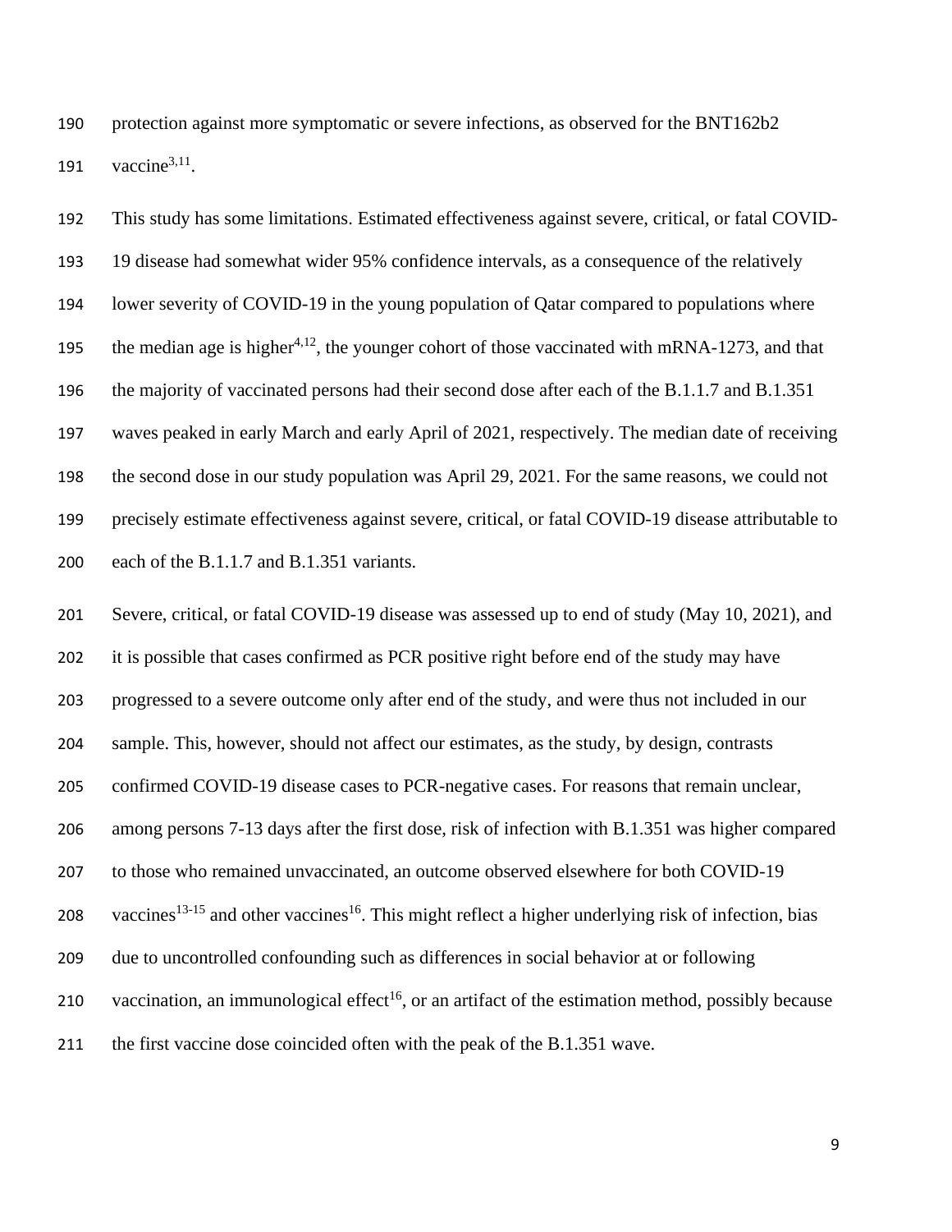protection against more symptomatic or severe infections, as observed for the BNT162b2 vaccine[3,11].

This study has some limitations. Estimated effectiveness against severe, critical, or fatal COVID-19 disease had somewhat wider 95% confidence intervals, as a consequence of the relatively lower severity of COVID-19 in the young population of Qatar compared to populations where the median age is higher[4,12], the younger cohort of those vaccinated with mRNA-1273, and that the majority of vaccinated persons had their second dose after each of the B.1.1.7 and B.1.351 waves peaked in early March and early April of 2021, respectively. The median date of receiving the second dose in our study population was April 29, 2021. For the same reasons, we could not precisely estimate effectiveness against severe, critical, or fatal COVID-19 disease attributable to each of the B.1.1.7 and B.1.351 variants.

Severe, critical, or fatal COVID-19 disease was assessed up to end of study (May 10, 2021), and it is possible that cases confirmed as PCR positive right before end of the study may have progressed to a severe outcome only after end of the study, and were thus not included in our sample. This, however, should not affect our estimates, as the study, by design, contrasts confirmed COVID-19 disease cases to PCR-negative cases. For reasons that remain unclear, among persons 7-13 days after the first dose, risk of infection with B.1.351 was higher compared to those who remained unvaccinated, an outcome observed elsewhere for both COVID-19 vaccines[13-15] and other vaccines[16]. This might reflect a higher underlying risk of infection, bias due to uncontrolled confounding such as differences in social behavior at or following vaccination, an immunological effect[16], or an artifact of the estimation method, possibly because the first vaccine dose coincided often with the peak of the B.1.351 wave.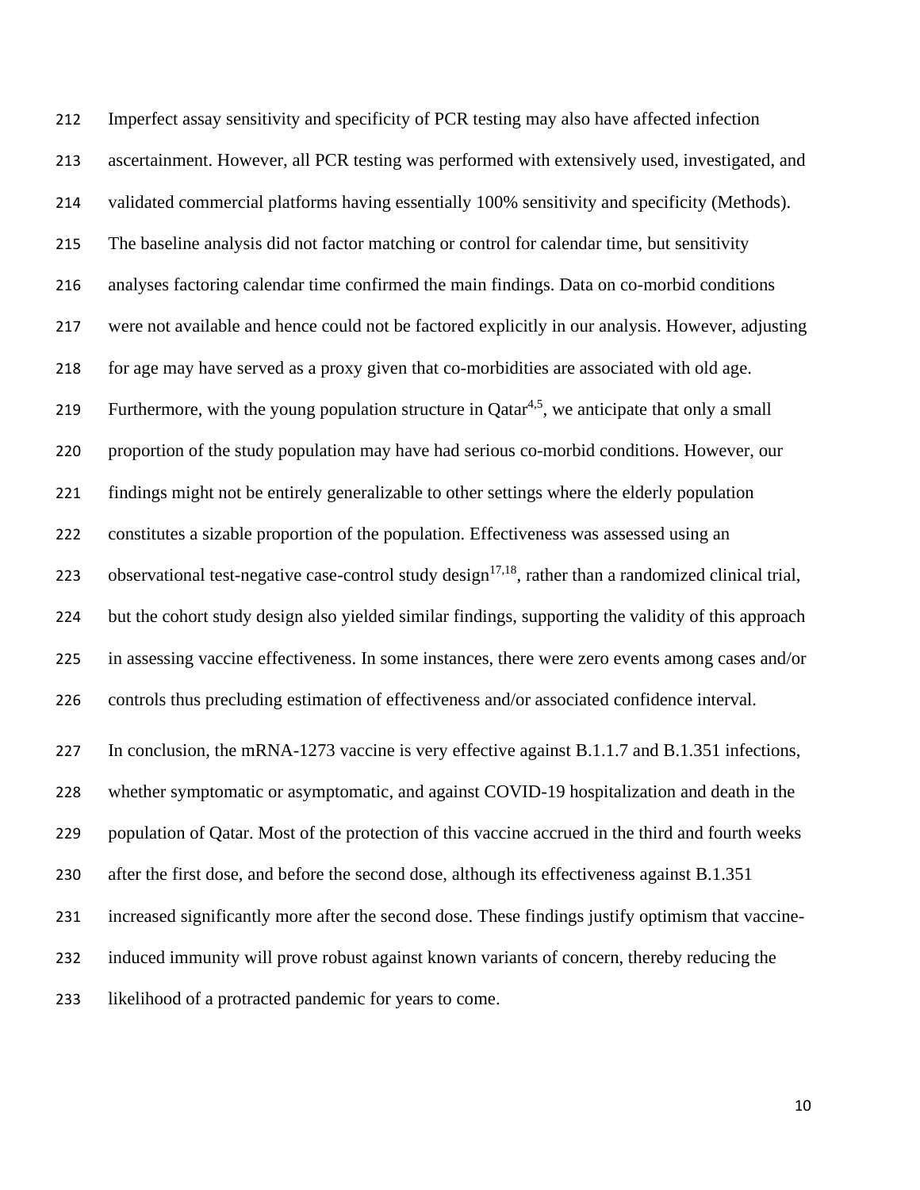Imperfect assay sensitivity and specificity of PCR testing may also have affected infection ascertainment. However, all PCR testing was performed with extensively used, investigated, and validated commercial platforms having essentially 100% sensitivity and specificity (Methods). The baseline analysis did not factor matching or control for calendar time, but sensitivity analyses factoring calendar time confirmed the main findings. Data on co-morbid conditions were not available and hence could not be factored explicitly in our analysis. However, adjusting for age may have served as a proxy given that co-morbidities are associated with old age. Furthermore, with the young population structure in Qatar[4,5], we anticipate that only a small proportion of the study population may have had serious co-morbid conditions. However, our findings might not be entirely generalizable to other settings where the elderly population constitutes a sizable proportion of the population. Effectiveness was assessed using an observational test-negative case-control study design[17,18], rather than a randomized clinical trial, but the cohort study design also yielded similar findings, supporting the validity of this approach in assessing vaccine effectiveness. In some instances, there were zero events among cases and/or controls thus precluding estimation of effectiveness and/or associated confidence interval.

In conclusion, the mRNA-1273 vaccine is very effective against B.1.1.7 and B.1.351 infections, whether symptomatic or asymptomatic, and against COVID-19 hospitalization and death in the population of Qatar. Most of the protection of this vaccine accrued in the third and fourth weeks after the first dose, and before the second dose, although its effectiveness against B.1.351 increased significantly more after the second dose. These findings justify optimism that vaccine-induced immunity will prove robust against known variants of concern, thereby reducing the likelihood of a protracted pandemic for years to come.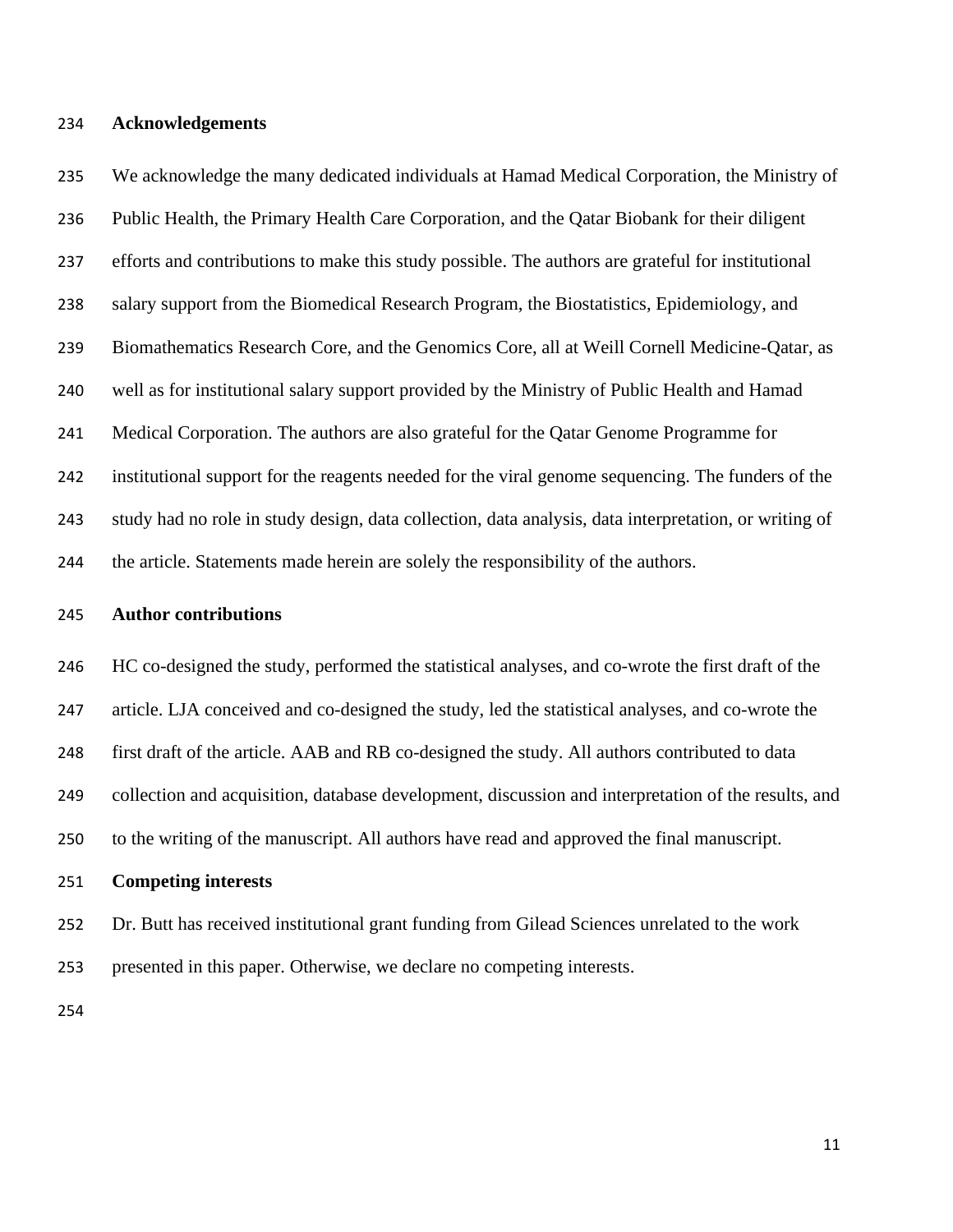## Acknowledgements

We acknowledge the many dedicated individuals at Hamad Medical Corporation, the Ministry of Public Health, the Primary Health Care Corporation, and the Qatar Biobank for their diligent efforts and contributions to make this study possible. The authors are grateful for institutional salary support from the Biomedical Research Program, the Biostatistics, Epidemiology, and Biomathematics Research Core, and the Genomics Core, all at Weill Cornell Medicine-Qatar, as well as for institutional salary support provided by the Ministry of Public Health and Hamad Medical Corporation. The authors are also grateful for the Qatar Genome Programme for institutional support for the reagents needed for the viral genome sequencing. The funders of the study had no role in study design, data collection, data analysis, data interpretation, or writing of the article. Statements made herein are solely the responsibility of the authors.

## Author contributions

HC co-designed the study, performed the statistical analyses, and co-wrote the first draft of the article. LJA conceived and co-designed the study, led the statistical analyses, and co-wrote the first draft of the article. AAB and RB co-designed the study. All authors contributed to data collection and acquisition, database development, discussion and interpretation of the results, and to the writing of the manuscript. All authors have read and approved the final manuscript.

## Competing interests

Dr. Butt has received institutional grant funding from Gilead Sciences unrelated to the work presented in this paper. Otherwise, we declare no competing interests.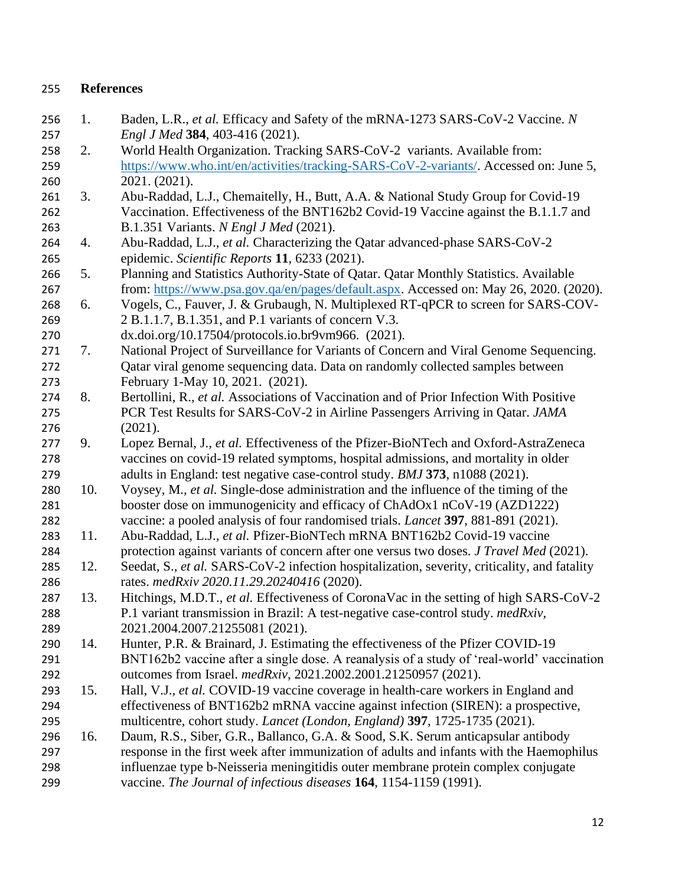# References

1. Baden, L.R., *et al.* Efficacy and Safety of the mRNA-1273 SARS-CoV-2 Vaccine. *N Engl J Med* **384**, 403-416 (2021).
2. World Health Organization. Tracking SARS-CoV-2 variants. Available from: https://www.who.int/en/activities/tracking-SARS-CoV-2-variants/. Accessed on: June 5, 2021. (2021).
3. Abu-Raddad, L.J., Chemaitelly, H., Butt, A.A. & National Study Group for Covid-19 Vaccination. Effectiveness of the BNT162b2 Covid-19 Vaccine against the B.1.1.7 and B.1.351 Variants. *N Engl J Med* (2021).
4. Abu-Raddad, L.J., *et al.* Characterizing the Qatar advanced-phase SARS-CoV-2 epidemic. *Scientific Reports* **11**, 6233 (2021).
5. Planning and Statistics Authority-State of Qatar. Qatar Monthly Statistics. Available from: https://www.psa.gov.qa/en/pages/default.aspx. Accessed on: May 26, 2020. (2020).
6. Vogels, C., Fauver, J. & Grubaugh, N. Multiplexed RT-qPCR to screen for SARS-COV-2 B.1.1.7, B.1.351, and P.1 variants of concern V.3. dx.doi.org/10.17504/protocols.io.br9vm966. (2021).
7. National Project of Surveillance for Variants of Concern and Viral Genome Sequencing. Qatar viral genome sequencing data. Data on randomly collected samples between February 1-May 10, 2021. (2021).
8. Bertollini, R., *et al.* Associations of Vaccination and of Prior Infection With Positive PCR Test Results for SARS-CoV-2 in Airline Passengers Arriving in Qatar. *JAMA* (2021).
9. Lopez Bernal, J., *et al.* Effectiveness of the Pfizer-BioNTech and Oxford-AstraZeneca vaccines on covid-19 related symptoms, hospital admissions, and mortality in older adults in England: test negative case-control study. *BMJ* **373**, n1088 (2021).
10. Voysey, M., *et al.* Single-dose administration and the influence of the timing of the booster dose on immunogenicity and efficacy of ChAdOx1 nCoV-19 (AZD1222) vaccine: a pooled analysis of four randomised trials. *Lancet* **397**, 881-891 (2021).
11. Abu-Raddad, L.J., *et al.* Pfizer-BioNTech mRNA BNT162b2 Covid-19 vaccine protection against variants of concern after one versus two doses. *J Travel Med* (2021).
12. Seedat, S., *et al.* SARS-CoV-2 infection hospitalization, severity, criticality, and fatality rates. *medRxiv 2020.11.29.20240416* (2020).
13. Hitchings, M.D.T., *et al.* Effectiveness of CoronaVac in the setting of high SARS-CoV-2 P.1 variant transmission in Brazil: A test-negative case-control study. *medRxiv*, 2021.2004.2007.21255081 (2021).
14. Hunter, P.R. & Brainard, J. Estimating the effectiveness of the Pfizer COVID-19 BNT162b2 vaccine after a single dose. A reanalysis of a study of 'real-world' vaccination outcomes from Israel. *medRxiv*, 2021.2002.2001.21250957 (2021).
15. Hall, V.J., *et al.* COVID-19 vaccine coverage in health-care workers in England and effectiveness of BNT162b2 mRNA vaccine against infection (SIREN): a prospective, multicentre, cohort study. *Lancet (London, England)* **397**, 1725-1735 (2021).
16. Daum, R.S., Siber, G.R., Ballanco, G.A. & Sood, S.K. Serum anticapsular antibody response in the first week after immunization of adults and infants with the Haemophilus influenzae type b-Neisseria meningitidis outer membrane protein complex conjugate vaccine. *The Journal of infectious diseases* **164**, 1154-1159 (1991).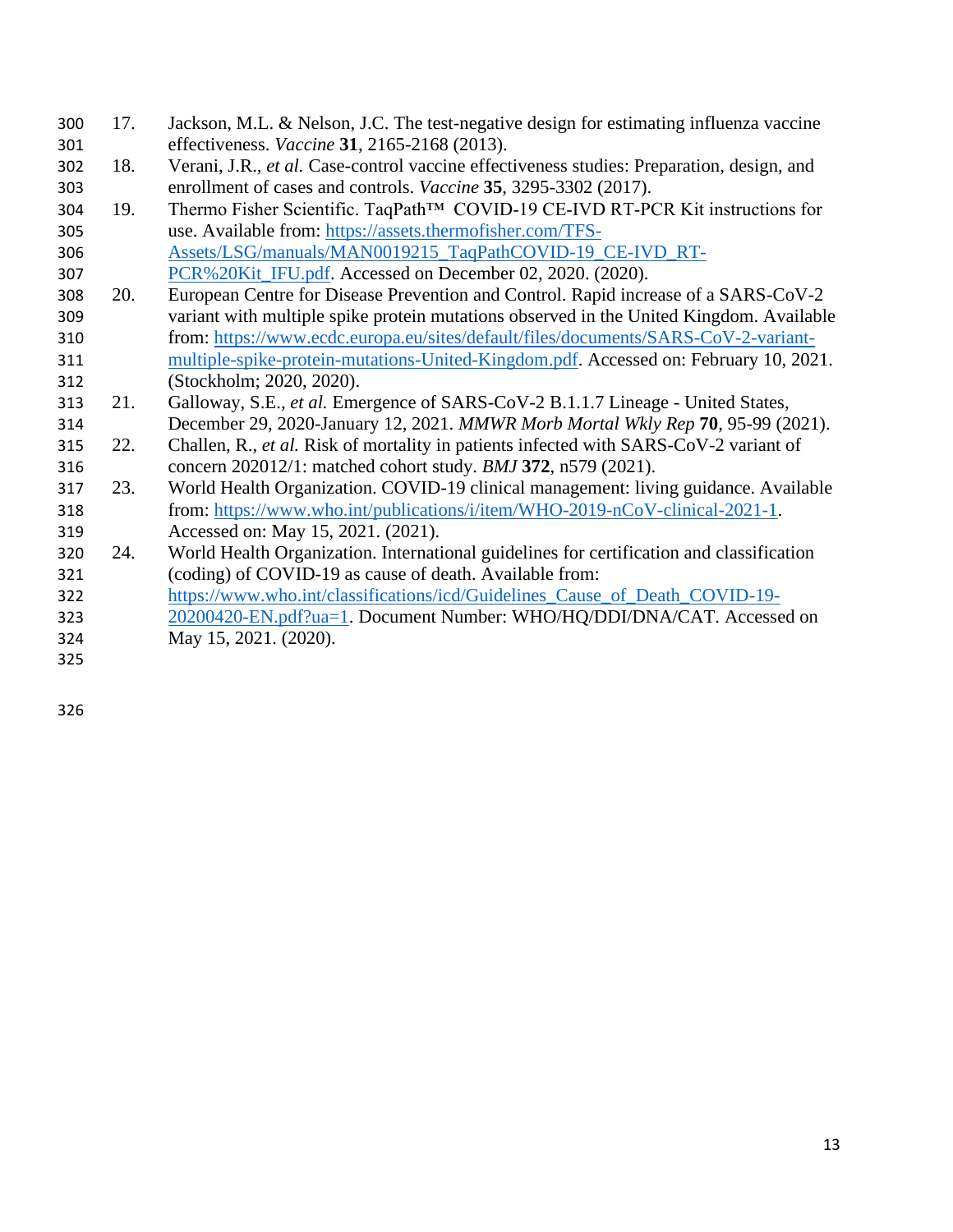17. Jackson, M.L. & Nelson, J.C. The test-negative design for estimating influenza vaccine effectiveness. *Vaccine* **31**, 2165-2168 (2013).
18. Verani, J.R., *et al.* Case-control vaccine effectiveness studies: Preparation, design, and enrollment of cases and controls. *Vaccine* **35**, 3295-3302 (2017).
19. Thermo Fisher Scientific. TaqPath™ COVID-19 CE-IVD RT-PCR Kit instructions for use. Available from: https://assets.thermofisher.com/TFS-Assets/LSG/manuals/MAN0019215_TaqPathCOVID-19_CE-IVD_RT-PCR%20Kit_IFU.pdf. Accessed on December 02, 2020. (2020).
20. European Centre for Disease Prevention and Control. Rapid increase of a SARS-CoV-2 variant with multiple spike protein mutations observed in the United Kingdom. Available from: https://www.ecdc.europa.eu/sites/default/files/documents/SARS-CoV-2-variant-multiple-spike-protein-mutations-United-Kingdom.pdf. Accessed on: February 10, 2021. (Stockholm; 2020, 2020).
21. Galloway, S.E., *et al.* Emergence of SARS-CoV-2 B.1.1.7 Lineage - United States, December 29, 2020-January 12, 2021. *MMWR Morb Mortal Wkly Rep* **70**, 95-99 (2021).
22. Challen, R., *et al.* Risk of mortality in patients infected with SARS-CoV-2 variant of concern 202012/1: matched cohort study. *BMJ* **372**, n579 (2021).
23. World Health Organization. COVID-19 clinical management: living guidance. Available from: https://www.who.int/publications/i/item/WHO-2019-nCoV-clinical-2021-1. Accessed on: May 15, 2021. (2021).
24. World Health Organization. International guidelines for certification and classification (coding) of COVID-19 as cause of death. Available from: https://www.who.int/classifications/icd/Guidelines_Cause_of_Death_COVID-19-20200420-EN.pdf?ua=1. Document Number: WHO/HQ/DDI/DNA/CAT. Accessed on May 15, 2021. (2020).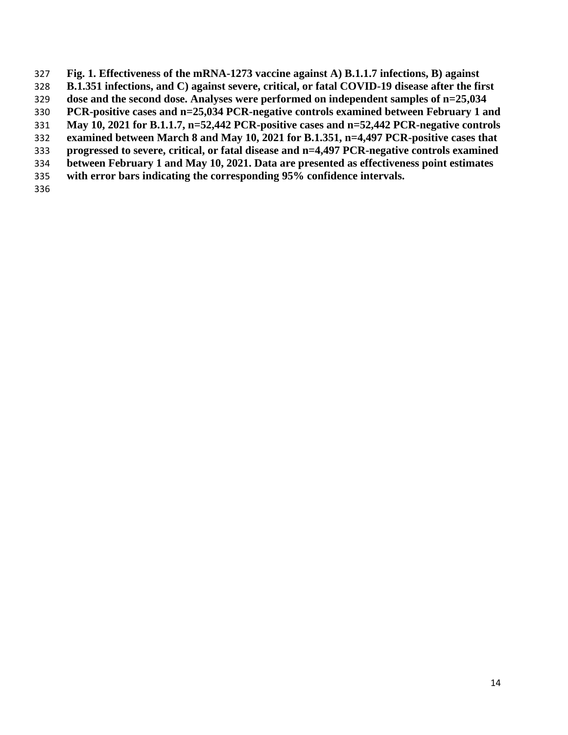**Fig. 1. Effectiveness of the mRNA-1273 vaccine against A) B.1.1.7 infections, B) against B.1.351 infections, and C) against severe, critical, or fatal COVID-19 disease after the first dose and the second dose. Analyses were performed on independent samples of n=25,034 PCR-positive cases and n=25,034 PCR-negative controls examined between February 1 and May 10, 2021 for B.1.1.7, n=52,442 PCR-positive cases and n=52,442 PCR-negative controls examined between March 8 and May 10, 2021 for B.1.351, n=4,497 PCR-positive cases that progressed to severe, critical, or fatal disease and n=4,497 PCR-negative controls examined between February 1 and May 10, 2021. Data are presented as effectiveness point estimates with error bars indicating the corresponding 95% confidence intervals.**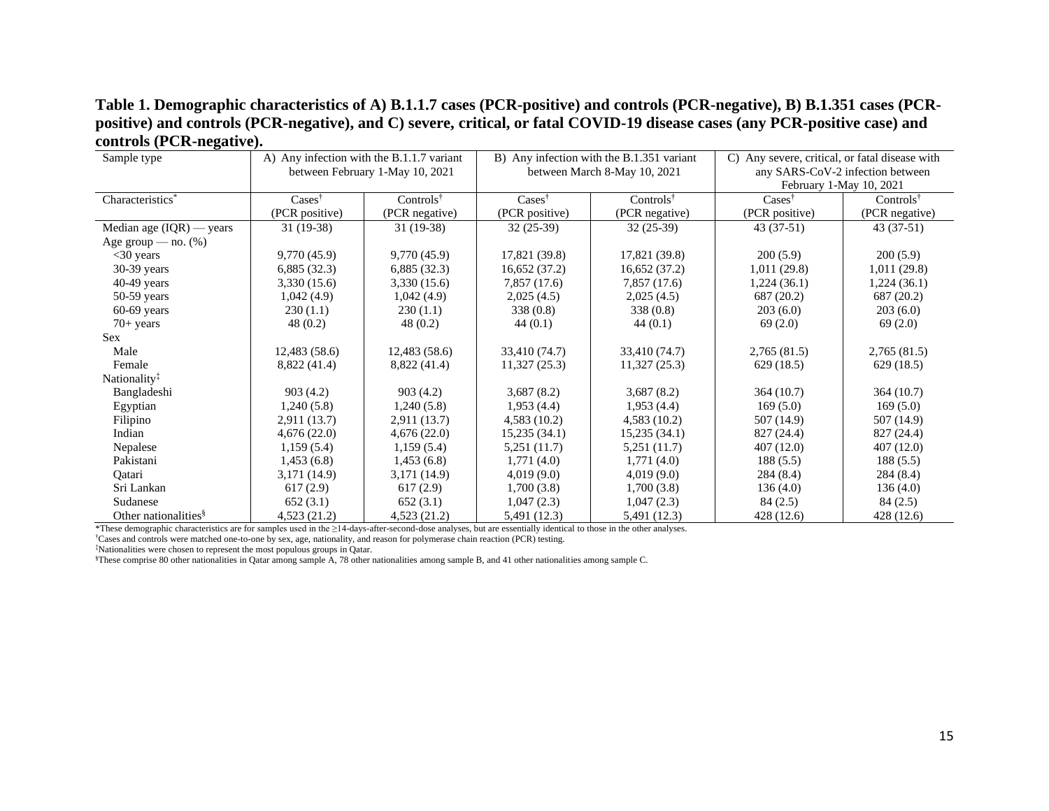**Table 1. Demographic characteristics of A) B.1.1.7 cases (PCR-positive) and controls (PCR-negative), B) B.1.351 cases (PCR-positive) and controls (PCR-negative), and C) severe, critical, or fatal COVID-19 disease cases (any PCR-positive case) and controls (PCR-negative).**

| Sample type | A) Any infection with the B.1.1.7 variant between February 1-May 10, 2021 | | B) Any infection with the B.1.351 variant between March 8-May 10, 2021 | | C) Any severe, critical, or fatal disease with any SARS-CoV-2 infection between February 1-May 10, 2021 | |
|---|---|---|---|---|---|---|
| Characteristics* | Cases† (PCR positive) | Controls† (PCR negative) | Cases† (PCR positive) | Controls† (PCR negative) | Cases† (PCR positive) | Controls† (PCR negative) |
| Median age (IQR) — years | 31 (19-38) | 31 (19-38) | 32 (25-39) | 32 (25-39) | 43 (37-51) | 43 (37-51) |
| Age group — no. (%) | | | | | | |
| <30 years | 9,770 (45.9) | 9,770 (45.9) | 17,821 (39.8) | 17,821 (39.8) | 200 (5.9) | 200 (5.9) |
| 30-39 years | 6,885 (32.3) | 6,885 (32.3) | 16,652 (37.2) | 16,652 (37.2) | 1,011 (29.8) | 1,011 (29.8) |
| 40-49 years | 3,330 (15.6) | 3,330 (15.6) | 7,857 (17.6) | 7,857 (17.6) | 1,224 (36.1) | 1,224 (36.1) |
| 50-59 years | 1,042 (4.9) | 1,042 (4.9) | 2,025 (4.5) | 2,025 (4.5) | 687 (20.2) | 687 (20.2) |
| 60-69 years | 230 (1.1) | 230 (1.1) | 338 (0.8) | 338 (0.8) | 203 (6.0) | 203 (6.0) |
| 70+ years | 48 (0.2) | 48 (0.2) | 44 (0.1) | 44 (0.1) | 69 (2.0) | 69 (2.0) |
| Sex | | | | | | |
| Male | 12,483 (58.6) | 12,483 (58.6) | 33,410 (74.7) | 33,410 (74.7) | 2,765 (81.5) | 2,765 (81.5) |
| Female | 8,822 (41.4) | 8,822 (41.4) | 11,327 (25.3) | 11,327 (25.3) | 629 (18.5) | 629 (18.5) |
| Nationality‡ | | | | | | |
| Bangladeshi | 903 (4.2) | 903 (4.2) | 3,687 (8.2) | 3,687 (8.2) | 364 (10.7) | 364 (10.7) |
| Egyptian | 1,240 (5.8) | 1,240 (5.8) | 1,953 (4.4) | 1,953 (4.4) | 169 (5.0) | 169 (5.0) |
| Filipino | 2,911 (13.7) | 2,911 (13.7) | 4,583 (10.2) | 4,583 (10.2) | 507 (14.9) | 507 (14.9) |
| Indian | 4,676 (22.0) | 4,676 (22.0) | 15,235 (34.1) | 15,235 (34.1) | 827 (24.4) | 827 (24.4) |
| Nepalese | 1,159 (5.4) | 1,159 (5.4) | 5,251 (11.7) | 5,251 (11.7) | 407 (12.0) | 407 (12.0) |
| Pakistani | 1,453 (6.8) | 1,453 (6.8) | 1,771 (4.0) | 1,771 (4.0) | 188 (5.5) | 188 (5.5) |
| Qatari | 3,171 (14.9) | 3,171 (14.9) | 4,019 (9.0) | 4,019 (9.0) | 284 (8.4) | 284 (8.4) |
| Sri Lankan | 617 (2.9) | 617 (2.9) | 1,700 (3.8) | 1,700 (3.8) | 136 (4.0) | 136 (4.0) |
| Sudanese | 652 (3.1) | 652 (3.1) | 1,047 (2.3) | 1,047 (2.3) | 84 (2.5) | 84 (2.5) |
| Other nationalities§ | 4,523 (21.2) | 4,523 (21.2) | 5,491 (12.3) | 5,491 (12.3) | 428 (12.6) | 428 (12.6) |

*These demographic characteristics are for samples used in the ≥14-days-after-second-dose analyses, but are essentially identical to those in the other analyses.

†Cases and controls were matched one-to-one by sex, age, nationality, and reason for polymerase chain reaction (PCR) testing.

‡Nationalities were chosen to represent the most populous groups in Qatar.

§These comprise 80 other nationalities in Qatar among sample A, 78 other nationalities among sample B, and 41 other nationalities among sample C.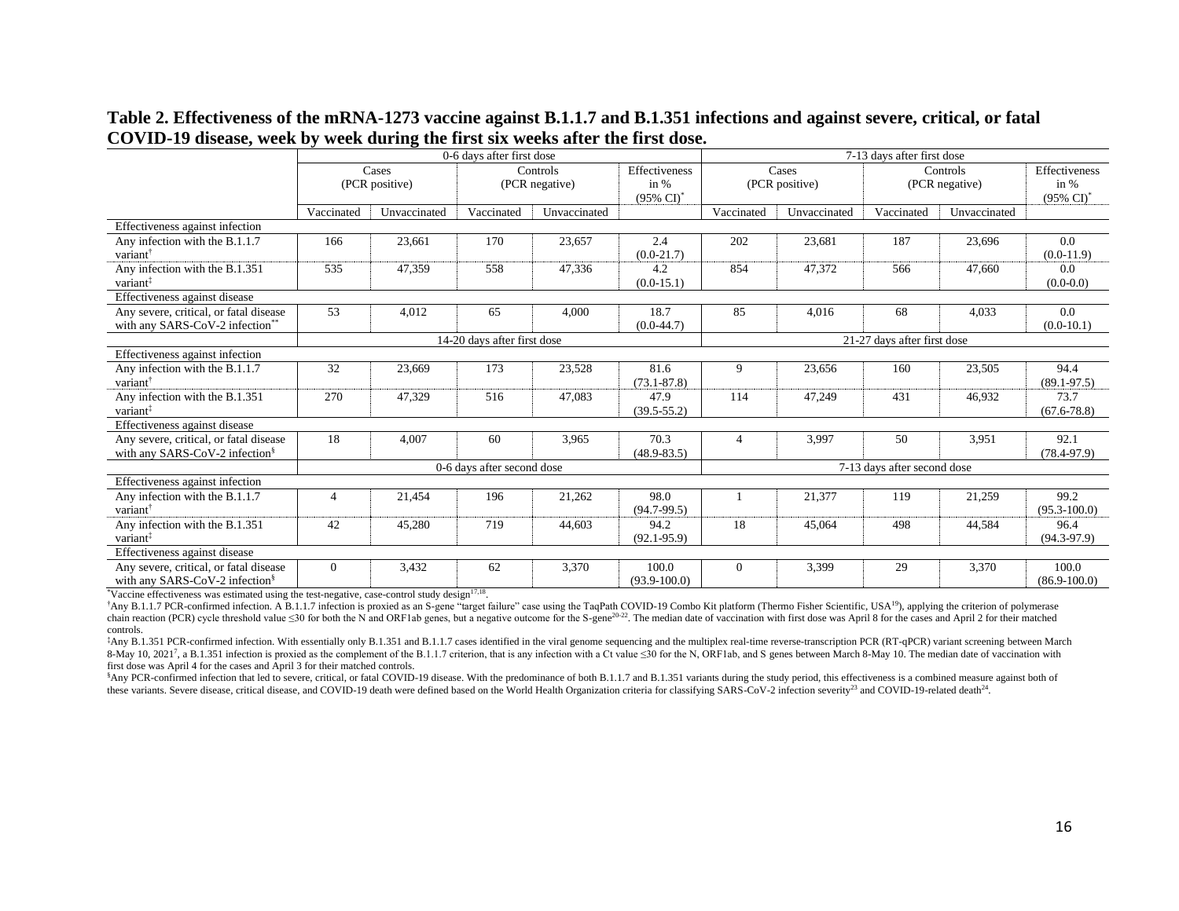**Table 2. Effectiveness of the mRNA-1273 vaccine against B.1.1.7 and B.1.351 infections and against severe, critical, or fatal COVID-19 disease, week by week during the first six weeks after the first dose.**

| | 0-6 days after first dose | | | | | 7-13 days after first dose | | | | |
|---|---|---|---|---|---|---|---|---|---|---|
| | Cases (PCR positive) | | Controls (PCR negative) | | Effectiveness in % (95% CI)* | Cases (PCR positive) | | Controls (PCR negative) | | Effectiveness in % (95% CI)* |
| | Vaccinated | Unvaccinated | Vaccinated | Unvaccinated | | Vaccinated | Unvaccinated | Vaccinated | Unvaccinated | |
| Effectiveness against infection | | | | | | | | | | |
| Any infection with the B.1.1.7 variant† | 166 | 23,661 | 170 | 23,657 | 2.4 (0.0-21.7) | 202 | 23,681 | 187 | 23,696 | 0.0 (0.0-11.9) |
| Any infection with the B.1.351 variant‡ | 535 | 47,359 | 558 | 47,336 | 4.2 (0.0-15.1) | 854 | 47,372 | 566 | 47,660 | 0.0 (0.0-0.0) |
| Effectiveness against disease | | | | | | | | | | |
| Any severe, critical, or fatal disease with any SARS-CoV-2 infection** | 53 | 4,012 | 65 | 4,000 | 18.7 (0.0-44.7) | 85 | 4,016 | 68 | 4,033 | 0.0 (0.0-10.1) |
| | 14-20 days after first dose | | | | | 21-27 days after first dose | | | | |
| Effectiveness against infection | | | | | | | | | | |
| Any infection with the B.1.1.7 variant† | 32 | 23,669 | 173 | 23,528 | 81.6 (73.1-87.8) | 9 | 23,656 | 160 | 23,505 | 94.4 (89.1-97.5) |
| Any infection with the B.1.351 variant‡ | 270 | 47,329 | 516 | 47,083 | 47.9 (39.5-55.2) | 114 | 47,249 | 431 | 46,932 | 73.7 (67.6-78.8) |
| Effectiveness against disease | | | | | | | | | | |
| Any severe, critical, or fatal disease with any SARS-CoV-2 infection§ | 18 | 4,007 | 60 | 3,965 | 70.3 (48.9-83.5) | 4 | 3,997 | 50 | 3,951 | 92.1 (78.4-97.9) |
| | 0-6 days after second dose | | | | | 7-13 days after second dose | | | | |
| Effectiveness against infection | | | | | | | | | | |
| Any infection with the B.1.1.7 variant† | 4 | 21,454 | 196 | 21,262 | 98.0 (94.7-99.5) | 1 | 21,377 | 119 | 21,259 | 99.2 (95.3-100.0) |
| Any infection with the B.1.351 variant‡ | 42 | 45,280 | 719 | 44,603 | 94.2 (92.1-95.9) | 18 | 45,064 | 498 | 44,584 | 96.4 (94.3-97.9) |
| Effectiveness against disease | | | | | | | | | | |
| Any severe, critical, or fatal disease with any SARS-CoV-2 infection§ | 0 | 3,432 | 62 | 3,370 | 100.0 (93.9-100.0) | 0 | 3,399 | 29 | 3,370 | 100.0 (86.9-100.0) |

*Vaccine effectiveness was estimated using the test-negative, case-control study design[17,18].

†Any B.1.1.7 PCR-confirmed infection. A B.1.1.7 infection is proxied as an S-gene "target failure" case using the TaqPath COVID-19 Combo Kit platform (Thermo Fisher Scientific, USA[19]), applying the criterion of polymerase chain reaction (PCR) cycle threshold value ≤30 for both the N and ORF1ab genes, but a negative outcome for the S-gene[20-22]. The median date of vaccination with first dose was April 8 for the cases and April 2 for their matched controls.

‡Any B.1.351 PCR-confirmed infection. With essentially only B.1.351 and B.1.1.7 cases identified in the viral genome sequencing and the multiplex real-time reverse-transcription PCR (RT-qPCR) variant screening between March 8-May 10, 2021[7], a B.1.351 infection is proxied as the complement of the B.1.1.7 criterion, that is any infection with a Ct value ≤30 for the N, ORF1ab, and S genes between March 8-May 10. The median date of vaccination with first dose was April 4 for the cases and April 3 for their matched controls.

§Any PCR-confirmed infection that led to severe, critical, or fatal COVID-19 disease. With the predominance of both B.1.1.7 and B.1.351 variants during the study period, this effectiveness is a combined measure against both of these variants. Severe disease, critical disease, and COVID-19 death were defined based on the World Health Organization criteria for classifying SARS-CoV-2 infection severity[23] and COVID-19-related death[24].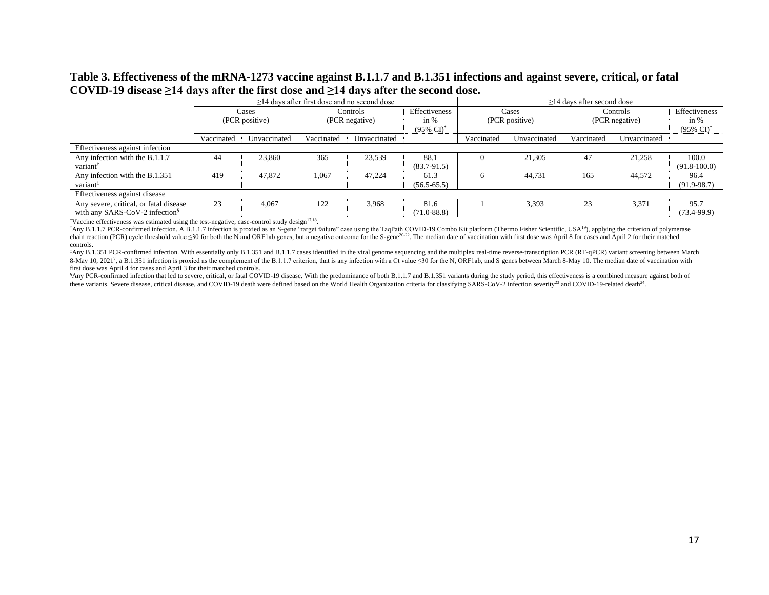**Table 3. Effectiveness of the mRNA-1273 vaccine against B.1.1.7 and B.1.351 infections and against severe, critical, or fatal COVID-19 disease ≥14 days after the first dose and ≥14 days after the second dose.**

| | ≥14 days after first dose and no second dose | | | | | ≥14 days after second dose | | | | |
|---|---|---|---|---|---|---|---|---|---|---|
| | Cases (PCR positive) | | Controls (PCR negative) | | Effectiveness in % (95% CI)* | Cases (PCR positive) | | Controls (PCR negative) | | Effectiveness in % (95% CI)* |
| | Vaccinated | Unvaccinated | Vaccinated | Unvaccinated | | Vaccinated | Unvaccinated | Vaccinated | Unvaccinated | |
| Effectiveness against infection | | | | | | | | | | |
| Any infection with the B.1.1.7 variant† | 44 | 23,860 | 365 | 23,539 | 88.1 (83.7-91.5) | 0 | 21,305 | 47 | 21,258 | 100.0 (91.8-100.0) |
| Any infection with the B.1.351 variant‡ | 419 | 47,872 | 1,067 | 47,224 | 61.3 (56.5-65.5) | 6 | 44,731 | 165 | 44,572 | 96.4 (91.9-98.7) |
| Effectiveness against disease | | | | | | | | | | |
| Any severe, critical, or fatal disease with any SARS-CoV-2 infection§ | 23 | 4,067 | 122 | 3,968 | 81.6 (71.0-88.8) | 1 | 3,393 | 23 | 3,371 | 95.7 (73.4-99.9) |

*Vaccine effectiveness was estimated using the test-negative, case-control study design[17,18].

†Any B.1.1.7 PCR-confirmed infection. A B.1.1.7 infection is proxied as an S-gene "target failure" case using the TaqPath COVID-19 Combo Kit platform (Thermo Fisher Scientific, USA[19]), applying the criterion of polymerase chain reaction (PCR) cycle threshold value ≤30 for both the N and ORF1ab genes, but a negative outcome for the S-gene[20-22]. The median date of vaccination with first dose was April 8 for cases and April 2 for their matched controls.

‡Any B.1.351 PCR-confirmed infection. With essentially only B.1.351 and B.1.1.7 cases identified in the viral genome sequencing and the multiplex real-time reverse-transcription PCR (RT-qPCR) variant screening between March 8-May 10, 2021[7], a B.1.351 infection is proxied as the complement of the B.1.1.7 criterion, that is any infection with a Ct value ≤30 for the N, ORF1ab, and S genes between March 8-May 10. The median date of vaccination with first dose was April 4 for cases and April 3 for their matched controls.

§Any PCR-confirmed infection that led to severe, critical, or fatal COVID-19 disease. With the predominance of both B.1.1.7 and B.1.351 variants during the study period, this effectiveness is a combined measure against both of these variants. Severe disease, critical disease, and COVID-19 death were defined based on the World Health Organization criteria for classifying SARS-CoV-2 infection severity[23] and COVID-19-related death[24].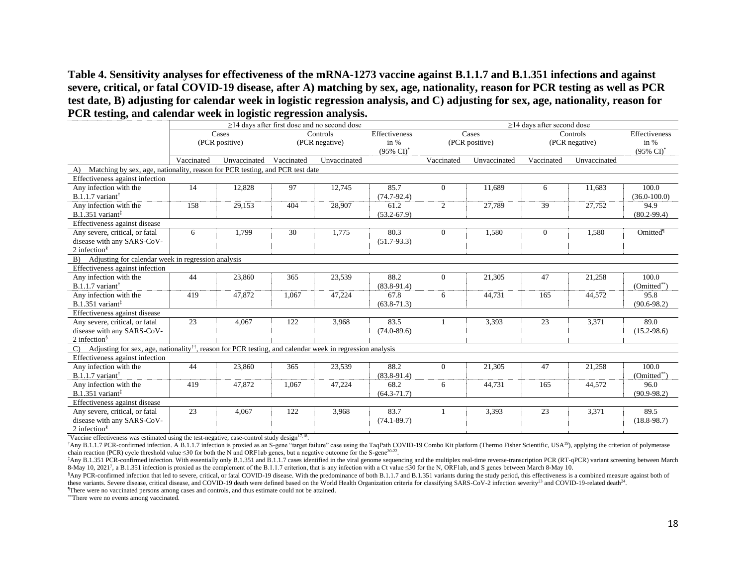**Table 4. Sensitivity analyses for effectiveness of the mRNA-1273 vaccine against B.1.1.7 and B.1.351 infections and against severe, critical, or fatal COVID-19 disease, after A) matching by sex, age, nationality, reason for PCR testing as well as PCR test date, B) adjusting for calendar week in logistic regression analysis, and C) adjusting for sex, age, nationality, reason for PCR testing, and calendar week in logistic regression analysis.**

| | ≥14 days after first dose and no second dose | | | | | ≥14 days after second dose | | | | |
|---|---|---|---|---|---|---|---|---|---|---|
| | Cases (PCR positive) | | Controls (PCR negative) | | Effectiveness in % (95% CI)* | Cases (PCR positive) | | Controls (PCR negative) | | Effectiveness in % (95% CI)* |
| | Vaccinated | Unvaccinated | Vaccinated | Unvaccinated | | Vaccinated | Unvaccinated | Vaccinated | Unvaccinated | |
| **A) Matching by sex, age, nationality, reason for PCR testing, and PCR test date** | | | | | | | | | | |
| Effectiveness against infection | | | | | | | | | | |
| Any infection with the B.1.1.7 variant† | 14 | 12,828 | 97 | 12,745 | 85.7 (74.7-92.4) | 0 | 11,689 | 6 | 11,683 | 100.0 (36.0-100.0) |
| Any infection with the B.1.351 variant‡ | 158 | 29,153 | 404 | 28,907 | 61.2 (53.2-67.9) | 2 | 27,789 | 39 | 27,752 | 94.9 (80.2-99.4) |
| Effectiveness against disease | | | | | | | | | | |
| Any severe, critical, or fatal disease with any SARS-CoV-2 infection§ | 6 | 1,799 | 30 | 1,775 | 80.3 (51.7-93.3) | 0 | 1,580 | 0 | 1,580 | Omitted¶ |
| **B) Adjusting for calendar week in regression analysis** | | | | | | | | | | |
| Effectiveness against infection | | | | | | | | | | |
| Any infection with the B.1.1.7 variant† | 44 | 23,860 | 365 | 23,539 | 88.2 (83.8-91.4) | 0 | 21,305 | 47 | 21,258 | 100.0 (Omitted**) |
| Any infection with the B.1.351 variant‡ | 419 | 47,872 | 1,067 | 47,224 | 67.8 (63.8-71.3) | 6 | 44,731 | 165 | 44,572 | 95.8 (90.6-98.2) |
| Effectiveness against disease | | | | | | | | | | |
| Any severe, critical, or fatal disease with any SARS-CoV-2 infection§ | 23 | 4,067 | 122 | 3,968 | 83.5 (74.0-89.6) | 1 | 3,393 | 23 | 3,371 | 89.0 (15.2-98.6) |
| **C) Adjusting for sex, age, nationality††, reason for PCR testing, and calendar week in regression analysis** | | | | | | | | | | |
| Effectiveness against infection | | | | | | | | | | |
| Any infection with the B.1.1.7 variant† | 44 | 23,860 | 365 | 23,539 | 88.2 (83.8-91.4) | 0 | 21,305 | 47 | 21,258 | 100.0 (Omitted**) |
| Any infection with the B.1.351 variant‡ | 419 | 47,872 | 1,067 | 47,224 | 68.2 (64.3-71.7) | 6 | 44,731 | 165 | 44,572 | 96.0 (90.9-98.2) |
| Effectiveness against disease | | | | | | | | | | |
| Any severe, critical, or fatal disease with any SARS-CoV-2 infection§ | 23 | 4,067 | 122 | 3,968 | 83.7 (74.1-89.7) | 1 | 3,393 | 23 | 3,371 | 89.5 (18.8-98.7) |

*Vaccine effectiveness was estimated using the test-negative, case-control study design[17,18].

†Any B.1.1.7 PCR-confirmed infection. A B.1.1.7 infection is proxied as an S-gene "target failure" case using the TaqPath COVID-19 Combo Kit platform (Thermo Fisher Scientific, USA[19]), applying the criterion of polymerase chain reaction (PCR) cycle threshold value ≤30 for both the N and ORF1ab genes, but a negative outcome for the S-gene[20-22].

‡Any B.1.351 PCR-confirmed infection. With essentially only B.1.351 and B.1.1.7 cases identified in the viral genome sequencing and the multiplex real-time reverse-transcription PCR (RT-qPCR) variant screening between March 8-May 10, 2021[7], a B.1.351 infection is proxied as the complement of the B.1.1.7 criterion, that is any infection with a Ct value ≤30 for the N, ORF1ab, and S genes between March 8-May 10.

§Any PCR-confirmed infection that led to severe, critical, or fatal COVID-19 disease. With the predominance of both B.1.1.7 and B.1.351 variants during the study period, this effectiveness is a combined measure against both of these variants. Severe disease, critical disease, and COVID-19 death were defined based on the World Health Organization criteria for classifying SARS-CoV-2 infection severity[23] and COVID-19-related death[24].

¶There were no vaccinated persons among cases and controls, and thus estimate could not be attained.

**There were no events among vaccinated.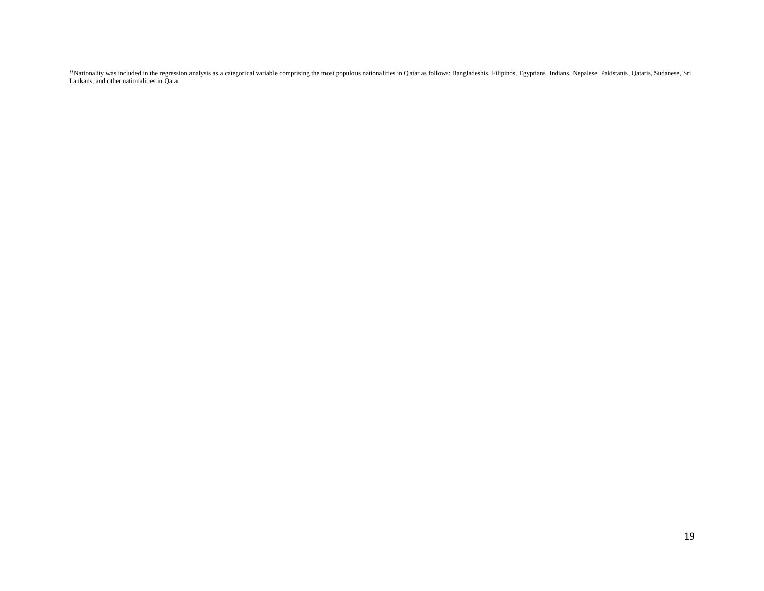[††]Nationality was included in the regression analysis as a categorical variable comprising the most populous nationalities in Qatar as follows: Bangladeshis, Filipinos, Egyptians, Indians, Nepalese, Pakistanis, Qataris, Sudanese, Sri Lankans, and other nationalities in Qatar.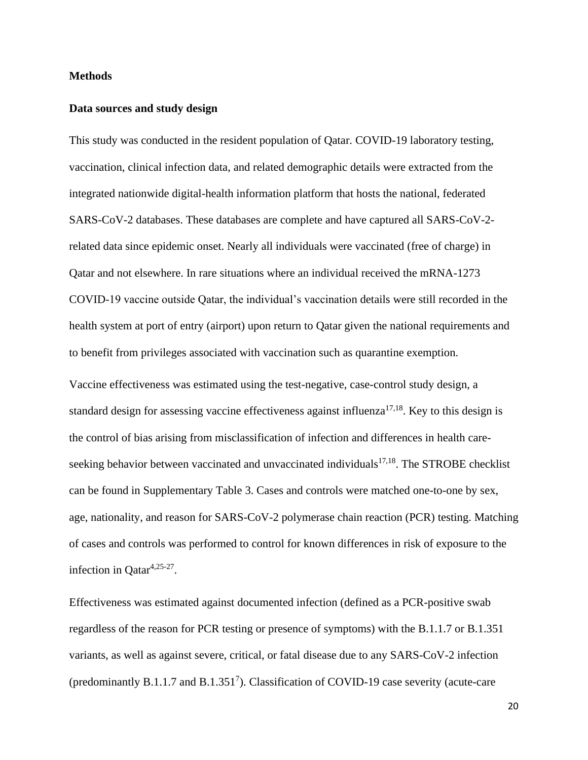**Methods**

**Data sources and study design**

This study was conducted in the resident population of Qatar. COVID-19 laboratory testing, vaccination, clinical infection data, and related demographic details were extracted from the integrated nationwide digital-health information platform that hosts the national, federated SARS-CoV-2 databases. These databases are complete and have captured all SARS-CoV-2-related data since epidemic onset. Nearly all individuals were vaccinated (free of charge) in Qatar and not elsewhere. In rare situations where an individual received the mRNA-1273 COVID-19 vaccine outside Qatar, the individual's vaccination details were still recorded in the health system at port of entry (airport) upon return to Qatar given the national requirements and to benefit from privileges associated with vaccination such as quarantine exemption.

Vaccine effectiveness was estimated using the test-negative, case-control study design, a standard design for assessing vaccine effectiveness against influenza[17,18]. Key to this design is the control of bias arising from misclassification of infection and differences in health care-seeking behavior between vaccinated and unvaccinated individuals[17,18]. The STROBE checklist can be found in Supplementary Table 3. Cases and controls were matched one-to-one by sex, age, nationality, and reason for SARS-CoV-2 polymerase chain reaction (PCR) testing. Matching of cases and controls was performed to control for known differences in risk of exposure to the infection in Qatar[4,25-27].

Effectiveness was estimated against documented infection (defined as a PCR-positive swab regardless of the reason for PCR testing or presence of symptoms) with the B.1.1.7 or B.1.351 variants, as well as against severe, critical, or fatal disease due to any SARS-CoV-2 infection (predominantly B.1.1.7 and B.1.351[7]). Classification of COVID-19 case severity (acute-care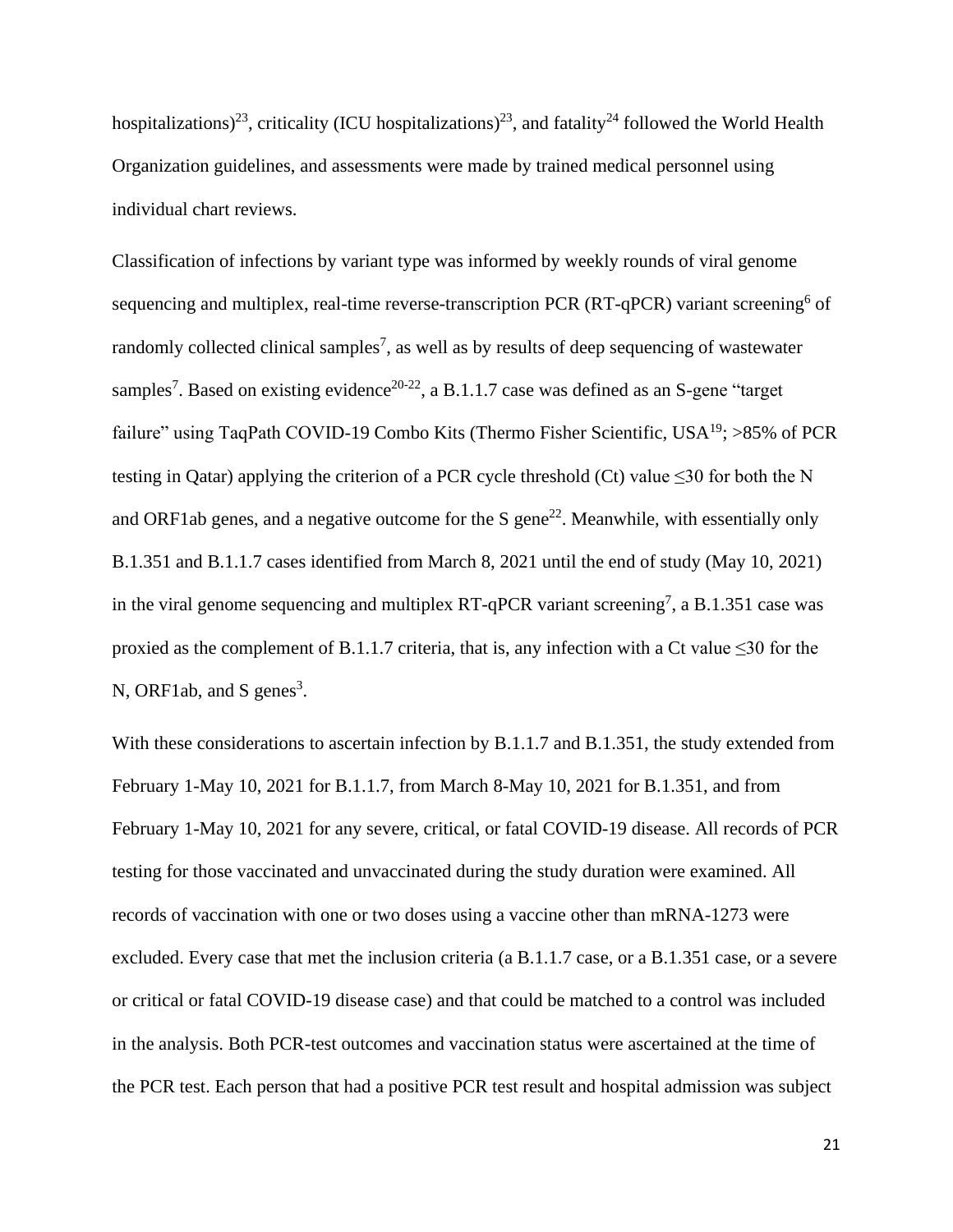hospitalizations)[23], criticality (ICU hospitalizations)[23], and fatality[24] followed the World Health Organization guidelines, and assessments were made by trained medical personnel using individual chart reviews.

Classification of infections by variant type was informed by weekly rounds of viral genome sequencing and multiplex, real-time reverse-transcription PCR (RT-qPCR) variant screening[6] of randomly collected clinical samples[7], as well as by results of deep sequencing of wastewater samples[7]. Based on existing evidence[20-22], a B.1.1.7 case was defined as an S-gene "target failure" using TaqPath COVID-19 Combo Kits (Thermo Fisher Scientific, USA[19]; >85% of PCR testing in Qatar) applying the criterion of a PCR cycle threshold (Ct) value $\leq$30 for both the N and ORF1ab genes, and a negative outcome for the S gene[22]. Meanwhile, with essentially only B.1.351 and B.1.1.7 cases identified from March 8, 2021 until the end of study (May 10, 2021) in the viral genome sequencing and multiplex RT-qPCR variant screening[7], a B.1.351 case was proxied as the complement of B.1.1.7 criteria, that is, any infection with a Ct value $\leq$30 for the N, ORF1ab, and S genes[3].

With these considerations to ascertain infection by B.1.1.7 and B.1.351, the study extended from February 1-May 10, 2021 for B.1.1.7, from March 8-May 10, 2021 for B.1.351, and from February 1-May 10, 2021 for any severe, critical, or fatal COVID-19 disease. All records of PCR testing for those vaccinated and unvaccinated during the study duration were examined. All records of vaccination with one or two doses using a vaccine other than mRNA-1273 were excluded. Every case that met the inclusion criteria (a B.1.1.7 case, or a B.1.351 case, or a severe or critical or fatal COVID-19 disease case) and that could be matched to a control was included in the analysis. Both PCR-test outcomes and vaccination status were ascertained at the time of the PCR test. Each person that had a positive PCR test result and hospital admission was subject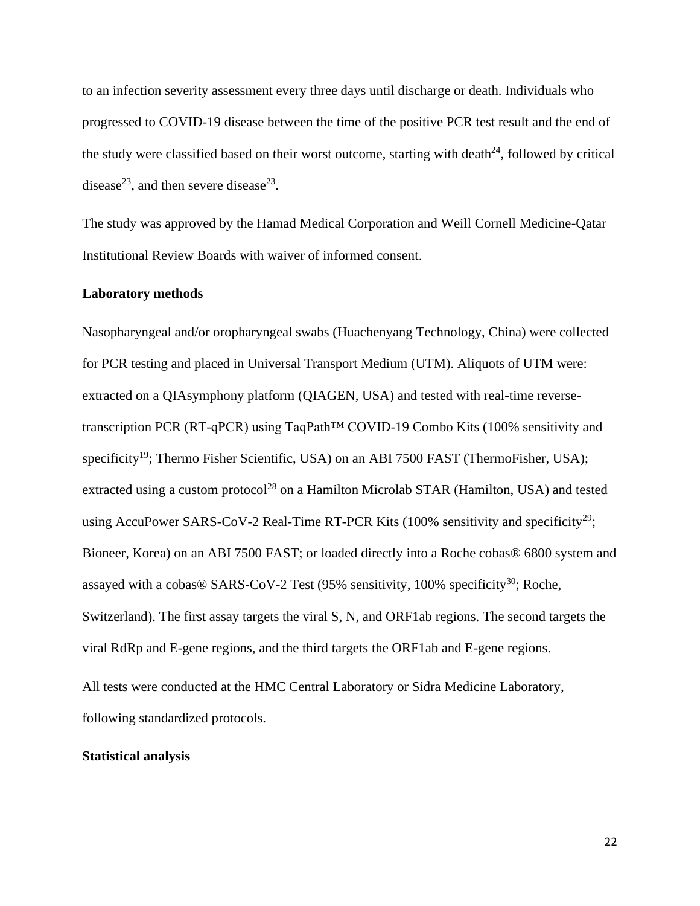to an infection severity assessment every three days until discharge or death. Individuals who progressed to COVID-19 disease between the time of the positive PCR test result and the end of the study were classified based on their worst outcome, starting with death[24], followed by critical disease[23], and then severe disease[23].

The study was approved by the Hamad Medical Corporation and Weill Cornell Medicine-Qatar Institutional Review Boards with waiver of informed consent.

### Laboratory methods

Nasopharyngeal and/or oropharyngeal swabs (Huachenyang Technology, China) were collected for PCR testing and placed in Universal Transport Medium (UTM). Aliquots of UTM were: extracted on a QIAsymphony platform (QIAGEN, USA) and tested with real-time reverse-transcription PCR (RT-qPCR) using TaqPath™ COVID-19 Combo Kits (100% sensitivity and specificity[19]; Thermo Fisher Scientific, USA) on an ABI 7500 FAST (ThermoFisher, USA); extracted using a custom protocol[28] on a Hamilton Microlab STAR (Hamilton, USA) and tested using AccuPower SARS-CoV-2 Real-Time RT-PCR Kits (100% sensitivity and specificity[29]; Bioneer, Korea) on an ABI 7500 FAST; or loaded directly into a Roche cobas® 6800 system and assayed with a cobas® SARS-CoV-2 Test (95% sensitivity, 100% specificity[30]; Roche, Switzerland). The first assay targets the viral S, N, and ORF1ab regions. The second targets the viral RdRp and E-gene regions, and the third targets the ORF1ab and E-gene regions.

All tests were conducted at the HMC Central Laboratory or Sidra Medicine Laboratory, following standardized protocols.

### Statistical analysis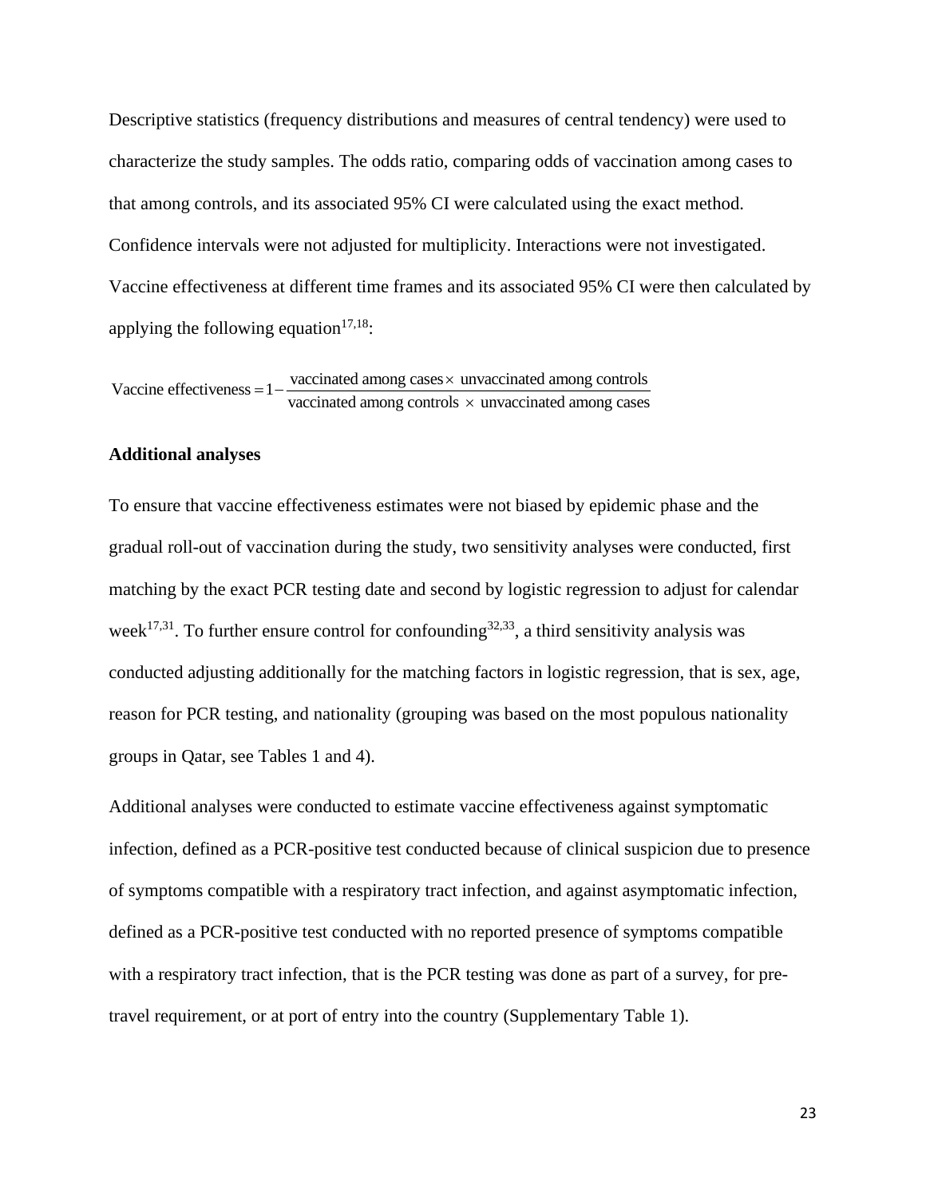Descriptive statistics (frequency distributions and measures of central tendency) were used to characterize the study samples. The odds ratio, comparing odds of vaccination among cases to that among controls, and its associated 95% CI were calculated using the exact method. Confidence intervals were not adjusted for multiplicity. Interactions were not investigated. Vaccine effectiveness at different time frames and its associated 95% CI were then calculated by applying the following equation[17,18]:

$$\text{Vaccine effectiveness} = 1 - \frac{\text{vaccinated among cases} \times \text{ unvaccinated among controls}}{\text{vaccinated among controls } \times \text{ unvaccinated among cases}}$$

**Additional analyses**

To ensure that vaccine effectiveness estimates were not biased by epidemic phase and the gradual roll-out of vaccination during the study, two sensitivity analyses were conducted, first matching by the exact PCR testing date and second by logistic regression to adjust for calendar week[17,31]. To further ensure control for confounding[32,33], a third sensitivity analysis was conducted adjusting additionally for the matching factors in logistic regression, that is sex, age, reason for PCR testing, and nationality (grouping was based on the most populous nationality groups in Qatar, see Tables 1 and 4).

Additional analyses were conducted to estimate vaccine effectiveness against symptomatic infection, defined as a PCR-positive test conducted because of clinical suspicion due to presence of symptoms compatible with a respiratory tract infection, and against asymptomatic infection, defined as a PCR-positive test conducted with no reported presence of symptoms compatible with a respiratory tract infection, that is the PCR testing was done as part of a survey, for pre-travel requirement, or at port of entry into the country (Supplementary Table 1).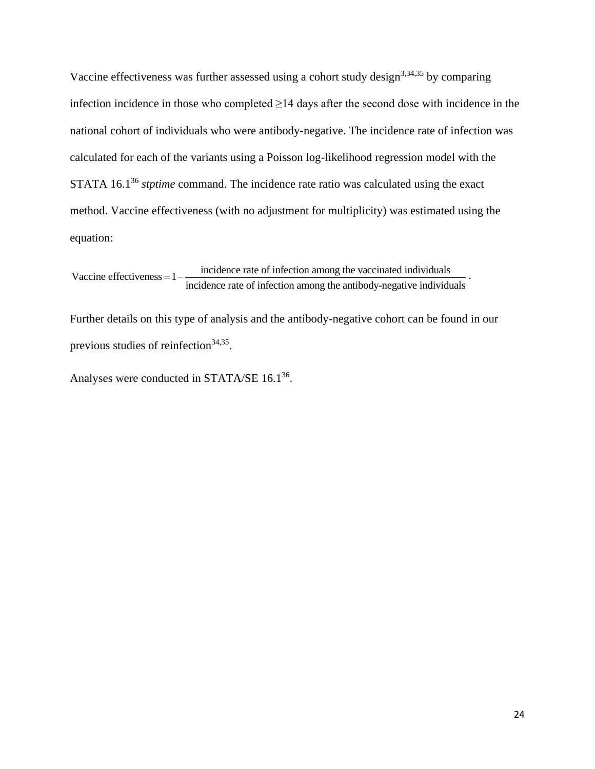Vaccine effectiveness was further assessed using a cohort study design[3,34,35] by comparing infection incidence in those who completed ≥14 days after the second dose with incidence in the national cohort of individuals who were antibody-negative. The incidence rate of infection was calculated for each of the variants using a Poisson log-likelihood regression model with the STATA 16.1[36] *stptime* command. The incidence rate ratio was calculated using the exact method. Vaccine effectiveness (with no adjustment for multiplicity) was estimated using the equation:

$$\text{Vaccine effectiveness} = 1 - \frac{\text{incidence rate of infection among the vaccinated individuals}}{\text{incidence rate of infection among the antibody-negative individuals}}.$$

Further details on this type of analysis and the antibody-negative cohort can be found in our previous studies of reinfection[34,35].

Analyses were conducted in STATA/SE 16.1[36].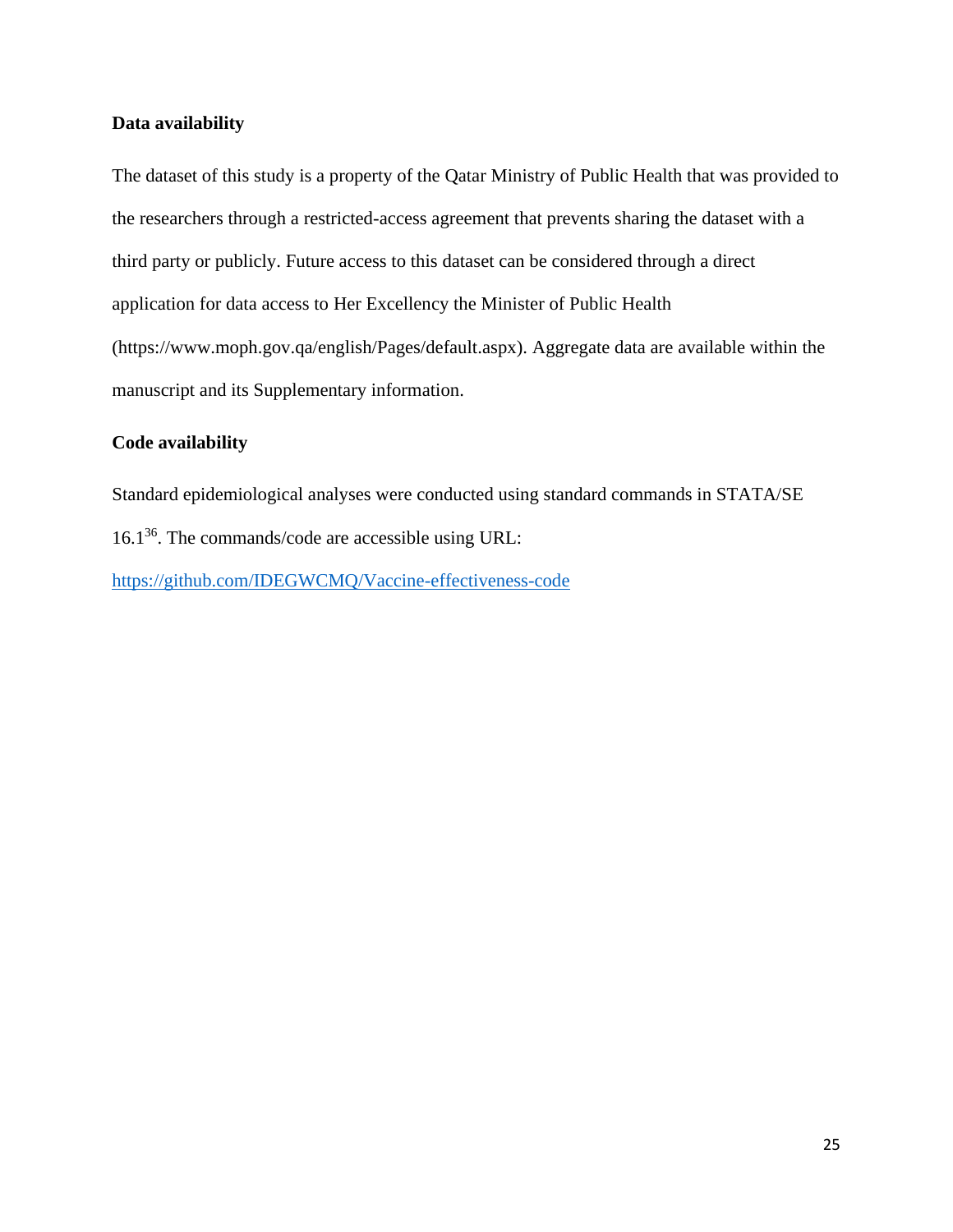### Data availability

The dataset of this study is a property of the Qatar Ministry of Public Health that was provided to the researchers through a restricted-access agreement that prevents sharing the dataset with a third party or publicly. Future access to this dataset can be considered through a direct application for data access to Her Excellency the Minister of Public Health (https://www.moph.gov.qa/english/Pages/default.aspx). Aggregate data are available within the manuscript and its Supplementary information.

### Code availability

Standard epidemiological analyses were conducted using standard commands in STATA/SE 16.1[36]. The commands/code are accessible using URL:

https://github.com/IDEGWCMQ/Vaccine-effectiveness-code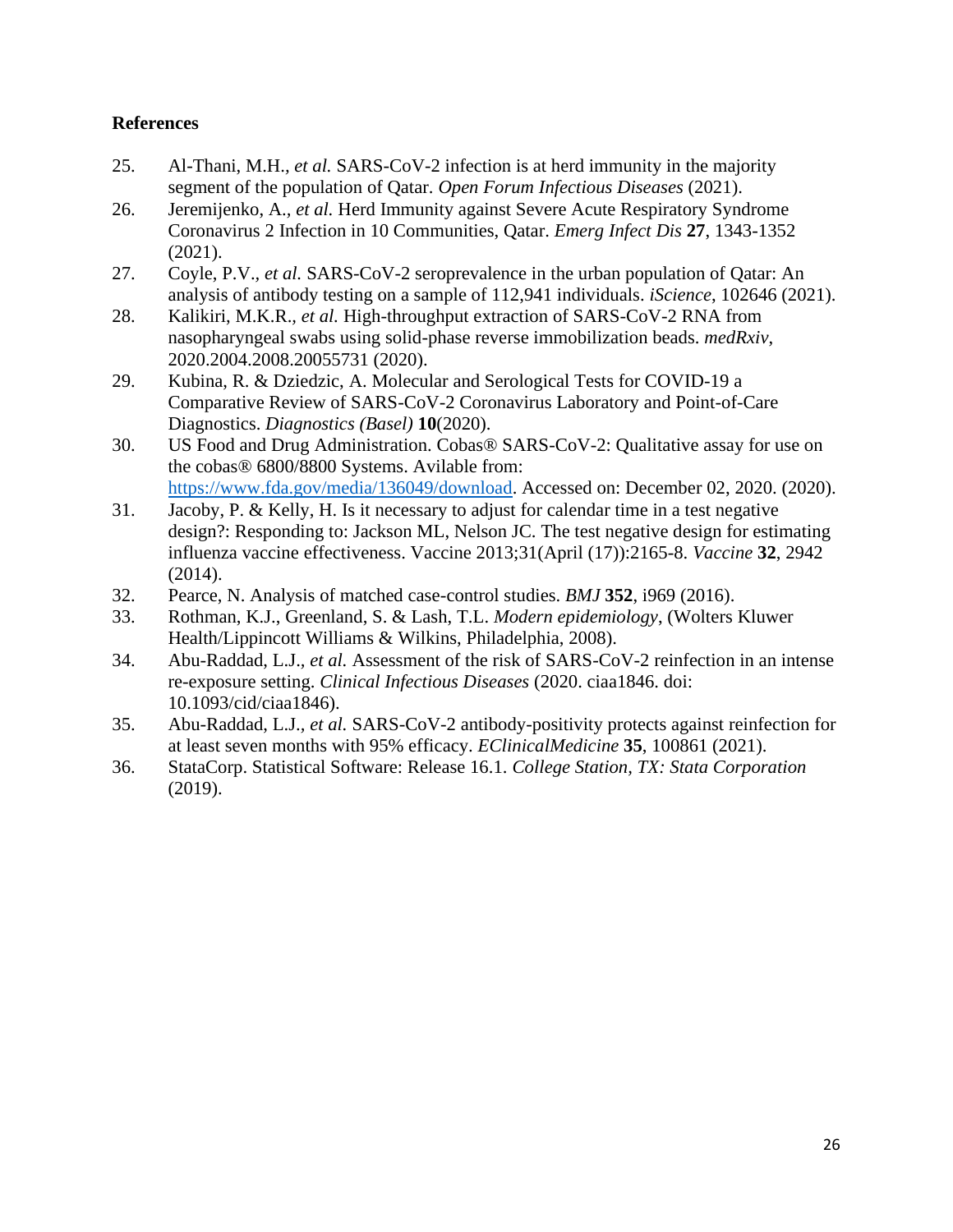## References

25. Al-Thani, M.H., *et al.* SARS-CoV-2 infection is at herd immunity in the majority segment of the population of Qatar. *Open Forum Infectious Diseases* (2021).
26. Jeremijenko, A., *et al.* Herd Immunity against Severe Acute Respiratory Syndrome Coronavirus 2 Infection in 10 Communities, Qatar. *Emerg Infect Dis* **27**, 1343-1352 (2021).
27. Coyle, P.V., *et al.* SARS-CoV-2 seroprevalence in the urban population of Qatar: An analysis of antibody testing on a sample of 112,941 individuals. *iScience*, 102646 (2021).
28. Kalikiri, M.K.R., *et al.* High-throughput extraction of SARS-CoV-2 RNA from nasopharyngeal swabs using solid-phase reverse immobilization beads. *medRxiv*, 2020.2004.2008.20055731 (2020).
29. Kubina, R. & Dziedzic, A. Molecular and Serological Tests for COVID-19 a Comparative Review of SARS-CoV-2 Coronavirus Laboratory and Point-of-Care Diagnostics. *Diagnostics (Basel)* **10**(2020).
30. US Food and Drug Administration. Cobas® SARS-CoV-2: Qualitative assay for use on the cobas® 6800/8800 Systems. Avilable from: https://www.fda.gov/media/136049/download. Accessed on: December 02, 2020. (2020).
31. Jacoby, P. & Kelly, H. Is it necessary to adjust for calendar time in a test negative design?: Responding to: Jackson ML, Nelson JC. The test negative design for estimating influenza vaccine effectiveness. Vaccine 2013;31(April (17)):2165-8. *Vaccine* **32**, 2942 (2014).
32. Pearce, N. Analysis of matched case-control studies. *BMJ* **352**, i969 (2016).
33. Rothman, K.J., Greenland, S. & Lash, T.L. *Modern epidemiology*, (Wolters Kluwer Health/Lippincott Williams & Wilkins, Philadelphia, 2008).
34. Abu-Raddad, L.J., *et al.* Assessment of the risk of SARS-CoV-2 reinfection in an intense re-exposure setting. *Clinical Infectious Diseases* (2020. ciaa1846. doi: 10.1093/cid/ciaa1846).
35. Abu-Raddad, L.J., *et al.* SARS-CoV-2 antibody-positivity protects against reinfection for at least seven months with 95% efficacy. *EClinicalMedicine* **35**, 100861 (2021).
36. StataCorp. Statistical Software: Release 16.1. *College Station, TX: Stata Corporation* (2019).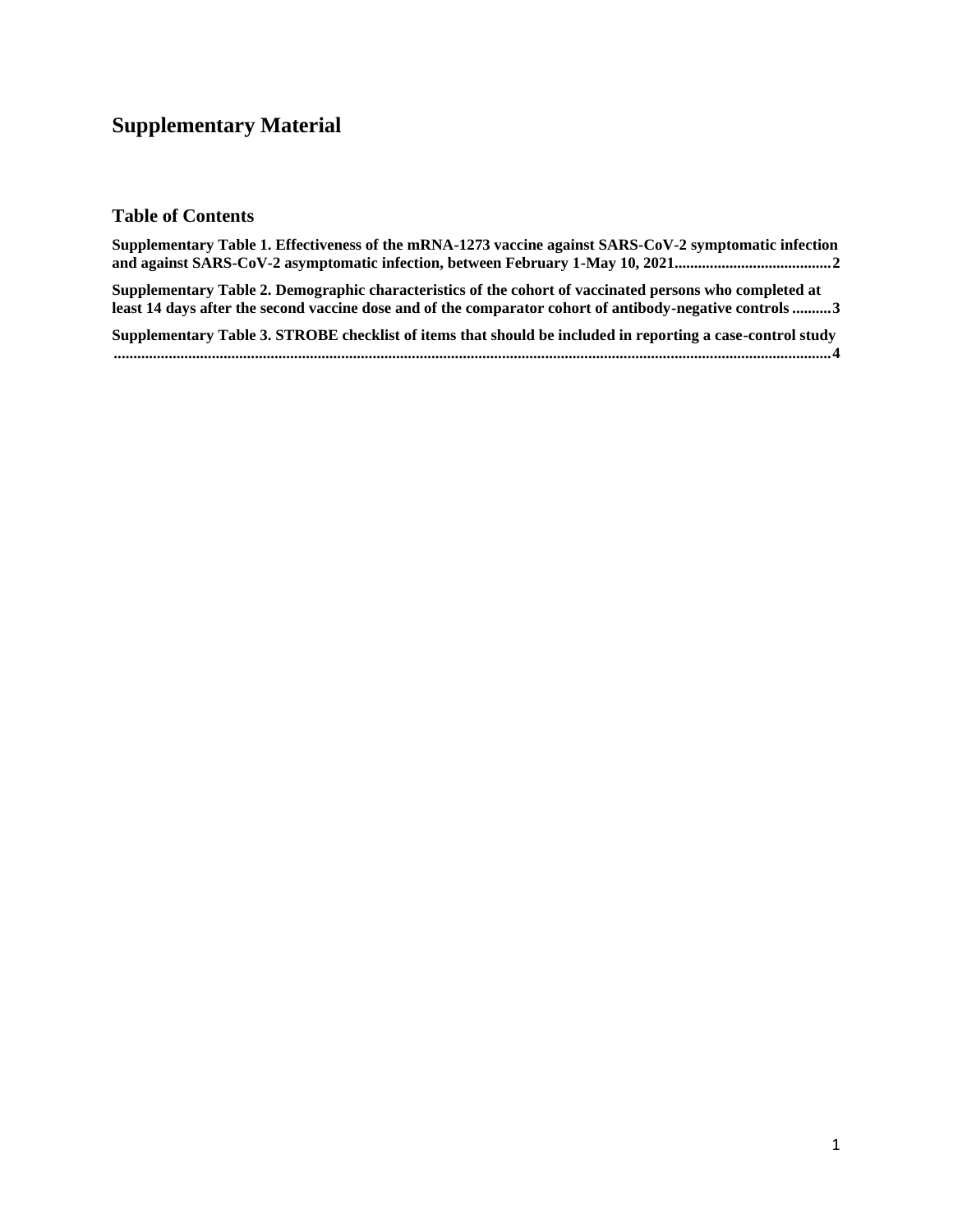# Supplementary Material

## Table of Contents

**Supplementary Table 1. Effectiveness of the mRNA-1273 vaccine against SARS-CoV-2 symptomatic infection and against SARS-CoV-2 asymptomatic infection, between February 1-May 10, 2021........................................2**

**Supplementary Table 2. Demographic characteristics of the cohort of vaccinated persons who completed at least 14 days after the second vaccine dose and of the comparator cohort of antibody-negative controls ..........3**

**Supplementary Table 3. STROBE checklist of items that should be included in reporting a case-control study ......................................................................................................................................................................4**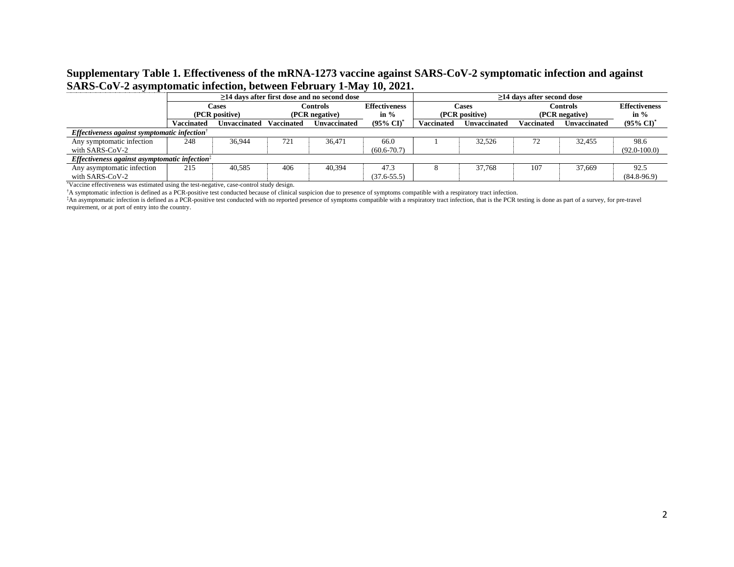**Supplementary Table 1. Effectiveness of the mRNA-1273 vaccine against SARS-CoV-2 symptomatic infection and against SARS-CoV-2 asymptomatic infection, between February 1-May 10, 2021.**

| | ≥14 days after first dose and no second dose | | | | | ≥14 days after second dose | | | | |
|---|---|---|---|---|---|---|---|---|---|---|
| | Cases (PCR positive) | | Controls (PCR negative) | | Effectiveness in % | Cases (PCR positive) | | Controls (PCR negative) | | Effectiveness in % |
| | Vaccinated | Unvaccinated | Vaccinated | Unvaccinated | (95% CI)[*] | Vaccinated | Unvaccinated | Vaccinated | Unvaccinated | (95% CI)[*] |
| ***Effectiveness against symptomatic infection***[†] | | | | | | | | | | |
| Any symptomatic infection with SARS-CoV-2 | 248 | 36,944 | 721 | 36,471 | 66.0 (60.6-70.7) | 1 | 32,526 | 72 | 32,455 | 98.6 (92.0-100.0) |
| ***Effectiveness against asymptomatic infection***[‡] | | | | | | | | | | |
| Any asymptomatic infection with SARS-CoV-2 | 215 | 40,585 | 406 | 40,394 | 47.3 (37.6-55.5) | 8 | 37,768 | 107 | 37,669 | 92.5 (84.8-96.9) |

[*]Vaccine effectiveness was estimated using the test-negative, case-control study design.

[†]A symptomatic infection is defined as a PCR-positive test conducted because of clinical suspicion due to presence of symptoms compatible with a respiratory tract infection.

[‡]An asymptomatic infection is defined as a PCR-positive test conducted with no reported presence of symptoms compatible with a respiratory tract infection, that is the PCR testing is done as part of a survey, for pre-travel requirement, or at port of entry into the country.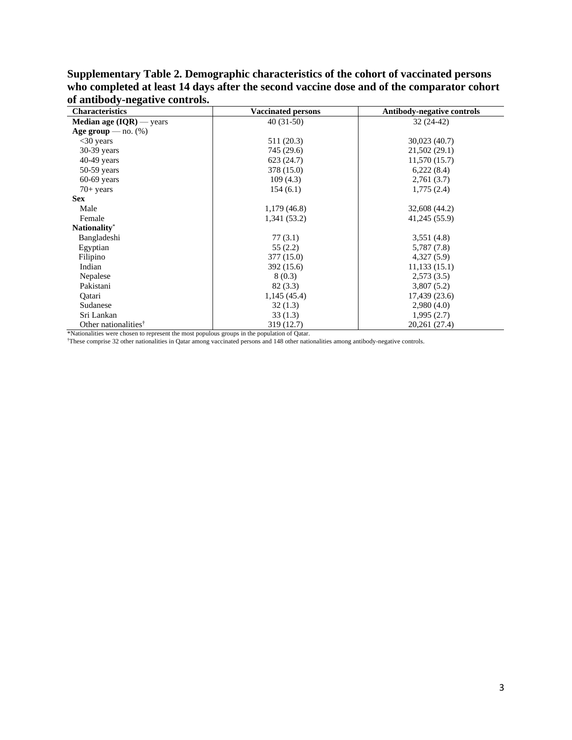**Supplementary Table 2. Demographic characteristics of the cohort of vaccinated persons who completed at least 14 days after the second vaccine dose and of the comparator cohort of antibody-negative controls.**

| Characteristics | Vaccinated persons | Antibody-negative controls |
|---|---|---|
| **Median age (IQR)** — years | 40 (31-50) | 32 (24-42) |
| **Age group** — no. (%) | | |
| <30 years | 511 (20.3) | 30,023 (40.7) |
| 30-39 years | 745 (29.6) | 21,502 (29.1) |
| 40-49 years | 623 (24.7) | 11,570 (15.7) |
| 50-59 years | 378 (15.0) | 6,222 (8.4) |
| 60-69 years | 109 (4.3) | 2,761 (3.7) |
| 70+ years | 154 (6.1) | 1,775 (2.4) |
| **Sex** | | |
| Male | 1,179 (46.8) | 32,608 (44.2) |
| Female | 1,341 (53.2) | 41,245 (55.9) |
| **Nationality***| | |
| Bangladeshi | 77 (3.1) | 3,551 (4.8) |
| Egyptian | 55 (2.2) | 5,787 (7.8) |
| Filipino | 377 (15.0) | 4,327 (5.9) |
| Indian | 392 (15.6) | 11,133 (15.1) |
| Nepalese | 8 (0.3) | 2,573 (3.5) |
| Pakistani | 82 (3.3) | 3,807 (5.2) |
| Qatari | 1,145 (45.4) | 17,439 (23.6) |
| Sudanese | 32 (1.3) | 2,980 (4.0) |
| Sri Lankan | 33 (1.3) | 1,995 (2.7) |
| Other nationalities† | 319 (12.7) | 20,261 (27.4) |

*Nationalities were chosen to represent the most populous groups in the population of Qatar.

†These comprise 32 other nationalities in Qatar among vaccinated persons and 148 other nationalities among antibody-negative controls.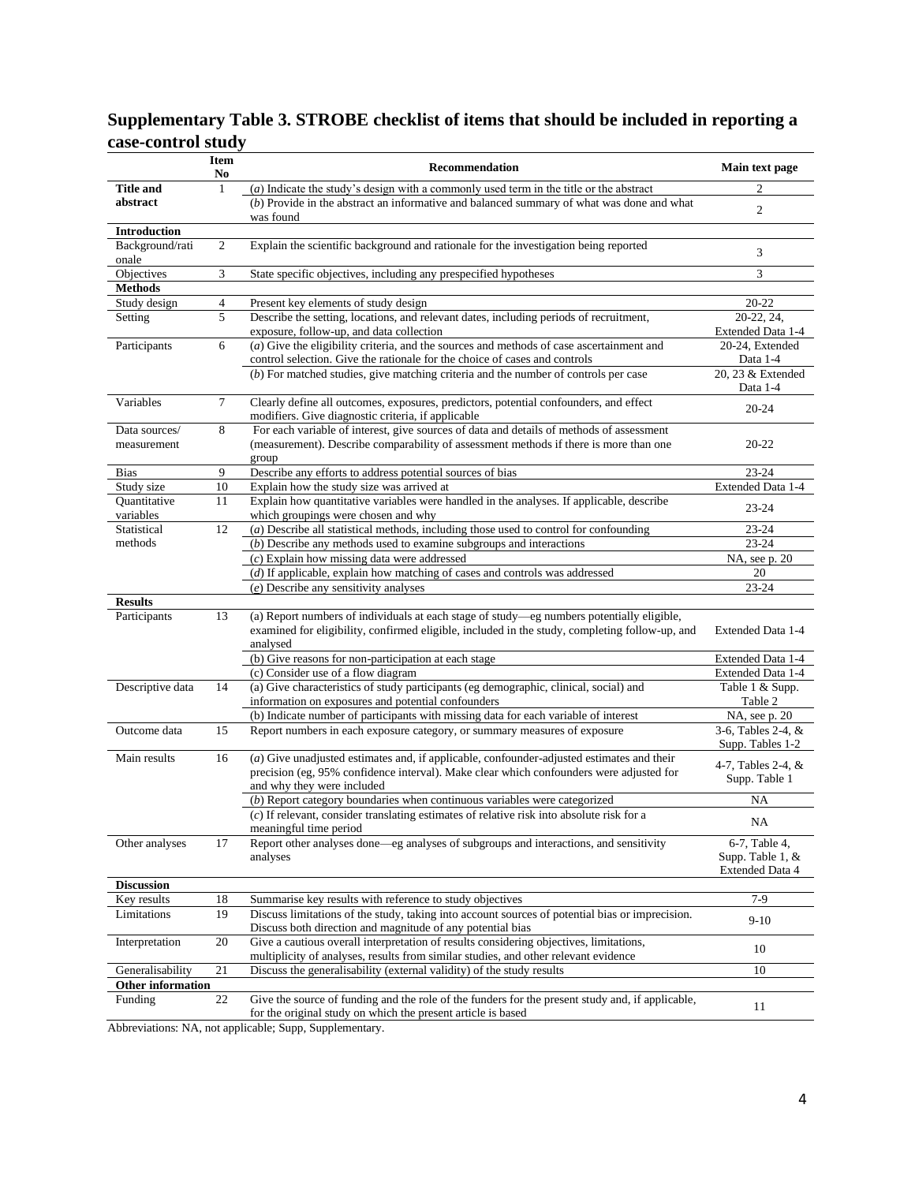**Supplementary Table 3. STROBE checklist of items that should be included in reporting a case-control study**

| | Item No | Recommendation | Main text page |
|---|---|---|---|
| **Title and abstract** | 1 | (*a*) Indicate the study's design with a commonly used term in the title or the abstract | 2 |
| | | (*b*) Provide in the abstract an informative and balanced summary of what was done and what was found | 2 |
| **Introduction** | | | |
| Background/rationale | 2 | Explain the scientific background and rationale for the investigation being reported | 3 |
| Objectives | 3 | State specific objectives, including any prespecified hypotheses | 3 |
| **Methods** | | | |
| Study design | 4 | Present key elements of study design | 20-22 |
| Setting | 5 | Describe the setting, locations, and relevant dates, including periods of recruitment, exposure, follow-up, and data collection | 20-22, 24, Extended Data 1-4 |
| Participants | 6 | (*a*) Give the eligibility criteria, and the sources and methods of case ascertainment and control selection. Give the rationale for the choice of cases and controls | 20-24, Extended Data 1-4 |
| | | (*b*) For matched studies, give matching criteria and the number of controls per case | 20, 23 & Extended Data 1-4 |
| Variables | 7 | Clearly define all outcomes, exposures, predictors, potential confounders, and effect modifiers. Give diagnostic criteria, if applicable | 20-24 |
| Data sources/ measurement | 8 | For each variable of interest, give sources of data and details of methods of assessment (measurement). Describe comparability of assessment methods if there is more than one group | 20-22 |
| Bias | 9 | Describe any efforts to address potential sources of bias | 23-24 |
| Study size | 10 | Explain how the study size was arrived at | Extended Data 1-4 |
| Quantitative variables | 11 | Explain how quantitative variables were handled in the analyses. If applicable, describe which groupings were chosen and why | 23-24 |
| Statistical methods | 12 | (*a*) Describe all statistical methods, including those used to control for confounding | 23-24 |
| | | (*b*) Describe any methods used to examine subgroups and interactions | 23-24 |
| | | (*c*) Explain how missing data were addressed | NA, see p. 20 |
| | | (*d*) If applicable, explain how matching of cases and controls was addressed | 20 |
| | | (*e*) Describe any sensitivity analyses | 23-24 |
| **Results** | | | |
| Participants | 13 | (a) Report numbers of individuals at each stage of study—eg numbers potentially eligible, examined for eligibility, confirmed eligible, included in the study, completing follow-up, and analysed | Extended Data 1-4 |
| | | (b) Give reasons for non-participation at each stage | Extended Data 1-4 |
| | | (c) Consider use of a flow diagram | Extended Data 1-4 |
| Descriptive data | 14 | (a) Give characteristics of study participants (eg demographic, clinical, social) and information on exposures and potential confounders | Table 1 & Supp. Table 2 |
| | | (b) Indicate number of participants with missing data for each variable of interest | NA, see p. 20 |
| Outcome data | 15 | Report numbers in each exposure category, or summary measures of exposure | 3-6, Tables 2-4, & Supp. Tables 1-2 |
| Main results | 16 | (*a*) Give unadjusted estimates and, if applicable, confounder-adjusted estimates and their precision (eg, 95% confidence interval). Make clear which confounders were adjusted for and why they were included | 4-7, Tables 2-4, & Supp. Table 1 |
| | | (*b*) Report category boundaries when continuous variables were categorized | NA |
| | | (*c*) If relevant, consider translating estimates of relative risk into absolute risk for a meaningful time period | NA |
| Other analyses | 17 | Report other analyses done—eg analyses of subgroups and interactions, and sensitivity analyses | 6-7, Table 4, Supp. Table 1, & Extended Data 4 |
| **Discussion** | | | |
| Key results | 18 | Summarise key results with reference to study objectives | 7-9 |
| Limitations | 19 | Discuss limitations of the study, taking into account sources of potential bias or imprecision. Discuss both direction and magnitude of any potential bias | 9-10 |
| Interpretation | 20 | Give a cautious overall interpretation of results considering objectives, limitations, multiplicity of analyses, results from similar studies, and other relevant evidence | 10 |
| Generalisability | 21 | Discuss the generalisability (external validity) of the study results | 10 |
| **Other information** | | | |
| Funding | 22 | Give the source of funding and the role of the funders for the present study and, if applicable, for the original study on which the present article is based | 11 |

Abbreviations: NA, not applicable; Supp, Supplementary.